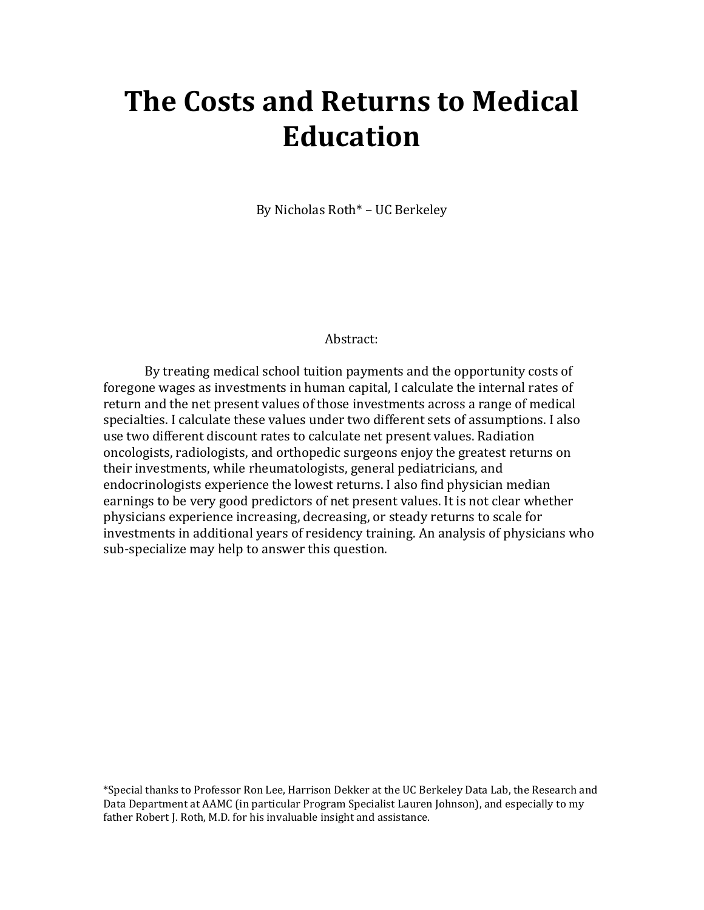# The Costs and Returns to Medical Education

By Nicholas Roth* – UC Berkeley

Abstract:

By treating medical school tuition payments and the opportunity costs of foregone wages as investments in human capital, I calculate the internal rates of return and the net present values of those investments across a range of medical specialties. I calculate these values under two different sets of assumptions. I also use two different discount rates to calculate net present values. Radiation oncologists, radiologists, and orthopedic surgeons enjoy the greatest returns on their investments, while rheumatologists, general pediatricians, and endocrinologists experience the lowest returns. I also find physician median earnings to be very good predictors of net present values. It is not clear whether physicians experience increasing, decreasing, or steady returns to scale for investments in additional years of residency training. An analysis of physicians who sub-specialize may help to answer this question.

*Special thanks to Professor Ron Lee, Harrison Dekker at the UC Berkeley Data Lab, the Research and Data Department at AAMC (in particular Program Specialist Lauren Johnson), and especially to my father Robert J. Roth, M.D. for his invaluable insight and assistance.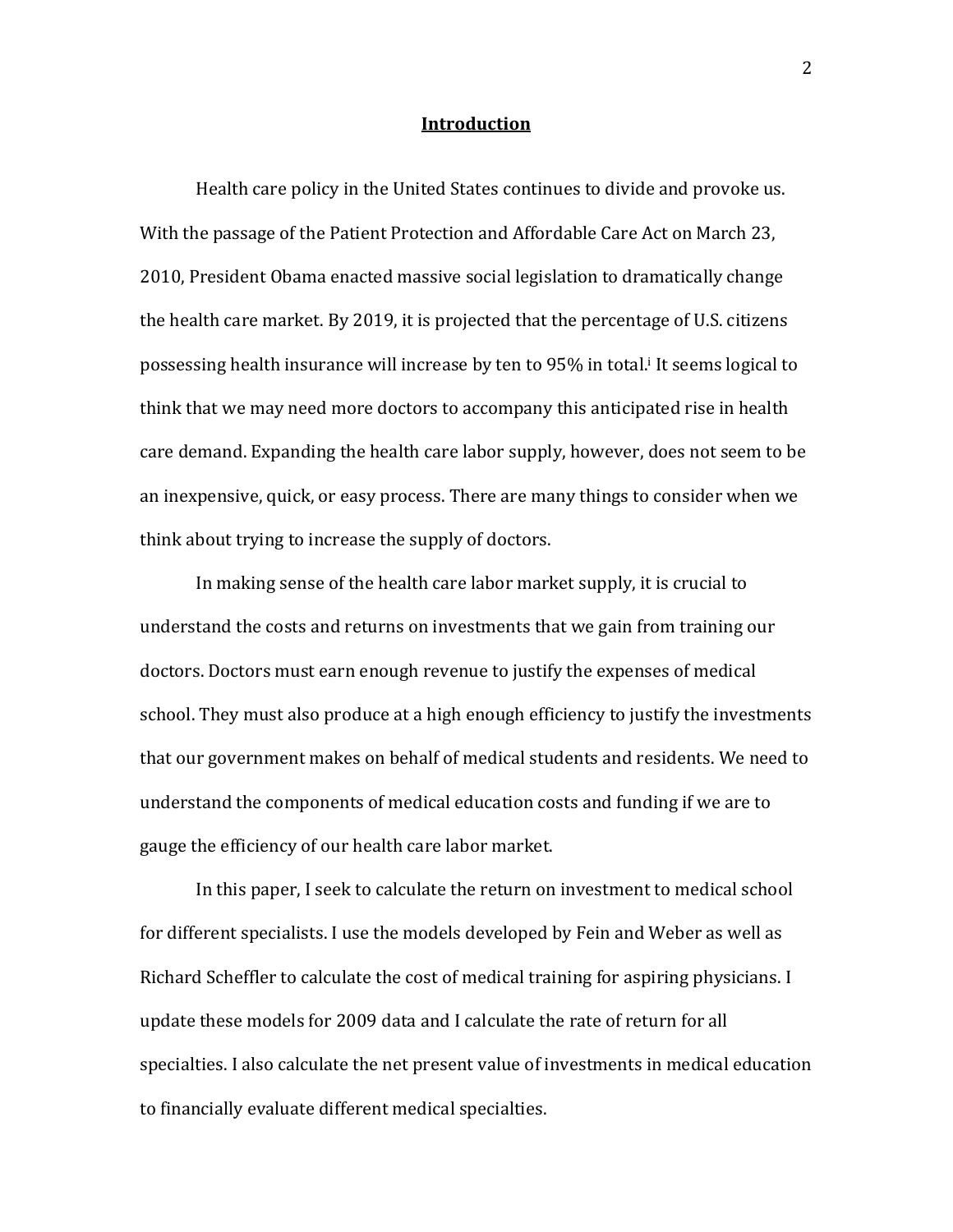# Introduction

Health care policy in the United States continues to divide and provoke us. With the passage of the Patient Protection and Affordable Care Act on March 23, 2010, President Obama enacted massive social legislation to dramatically change the health care market. By 2019, it is projected that the percentage of U.S. citizens possessing health insurance will increase by ten to 95% in total.[i] It seems logical to think that we may need more doctors to accompany this anticipated rise in health care demand. Expanding the health care labor supply, however, does not seem to be an inexpensive, quick, or easy process. There are many things to consider when we think about trying to increase the supply of doctors.

In making sense of the health care labor market supply, it is crucial to understand the costs and returns on investments that we gain from training our doctors. Doctors must earn enough revenue to justify the expenses of medical school. They must also produce at a high enough efficiency to justify the investments that our government makes on behalf of medical students and residents. We need to understand the components of medical education costs and funding if we are to gauge the efficiency of our health care labor market.

In this paper, I seek to calculate the return on investment to medical school for different specialists. I use the models developed by Fein and Weber as well as Richard Scheffler to calculate the cost of medical training for aspiring physicians. I update these models for 2009 data and I calculate the rate of return for all specialties. I also calculate the net present value of investments in medical education to financially evaluate different medical specialties.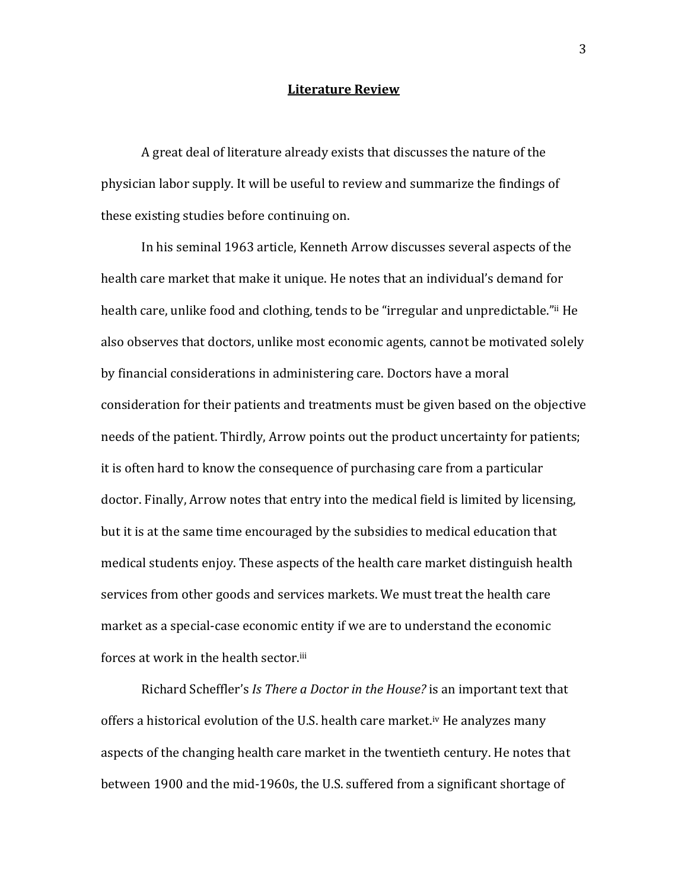## **Literature Review**

A great deal of literature already exists that discusses the nature of the physician labor supply. It will be useful to review and summarize the findings of these existing studies before continuing on.

In his seminal 1963 article, Kenneth Arrow discusses several aspects of the health care market that make it unique. He notes that an individual's demand for health care, unlike food and clothing, tends to be "irregular and unpredictable."[ii] He also observes that doctors, unlike most economic agents, cannot be motivated solely by financial considerations in administering care. Doctors have a moral consideration for their patients and treatments must be given based on the objective needs of the patient. Thirdly, Arrow points out the product uncertainty for patients; it is often hard to know the consequence of purchasing care from a particular doctor. Finally, Arrow notes that entry into the medical field is limited by licensing, but it is at the same time encouraged by the subsidies to medical education that medical students enjoy. These aspects of the health care market distinguish health services from other goods and services markets. We must treat the health care market as a special-case economic entity if we are to understand the economic forces at work in the health sector.[iii]

Richard Scheffler's *Is There a Doctor in the House?* is an important text that offers a historical evolution of the U.S. health care market.[iv] He analyzes many aspects of the changing health care market in the twentieth century. He notes that between 1900 and the mid-1960s, the U.S. suffered from a significant shortage of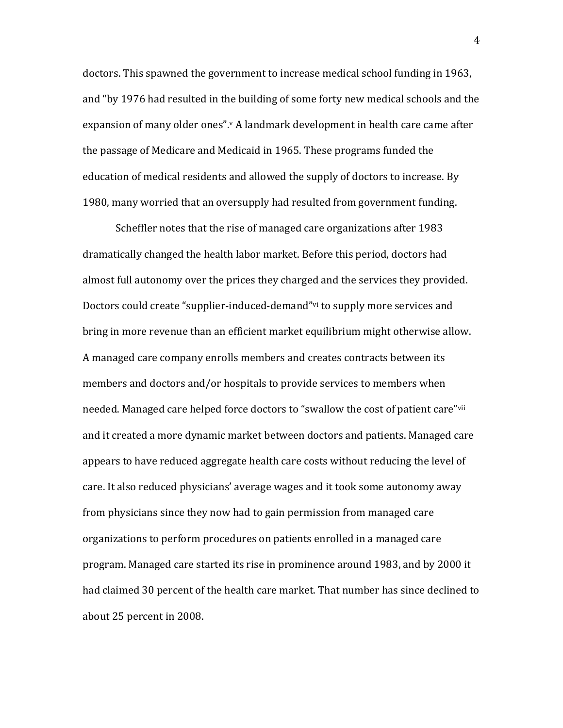doctors. This spawned the government to increase medical school funding in 1963, and "by 1976 had resulted in the building of some forty new medical schools and the expansion of many older ones".[v] A landmark development in health care came after the passage of Medicare and Medicaid in 1965. These programs funded the education of medical residents and allowed the supply of doctors to increase. By 1980, many worried that an oversupply had resulted from government funding.

Scheffler notes that the rise of managed care organizations after 1983 dramatically changed the health labor market. Before this period, doctors had almost full autonomy over the prices they charged and the services they provided. Doctors could create "supplier-induced-demand"[vi] to supply more services and bring in more revenue than an efficient market equilibrium might otherwise allow. A managed care company enrolls members and creates contracts between its members and doctors and/or hospitals to provide services to members when needed. Managed care helped force doctors to "swallow the cost of patient care"[vii] and it created a more dynamic market between doctors and patients. Managed care appears to have reduced aggregate health care costs without reducing the level of care. It also reduced physicians' average wages and it took some autonomy away from physicians since they now had to gain permission from managed care organizations to perform procedures on patients enrolled in a managed care program. Managed care started its rise in prominence around 1983, and by 2000 it had claimed 30 percent of the health care market. That number has since declined to about 25 percent in 2008.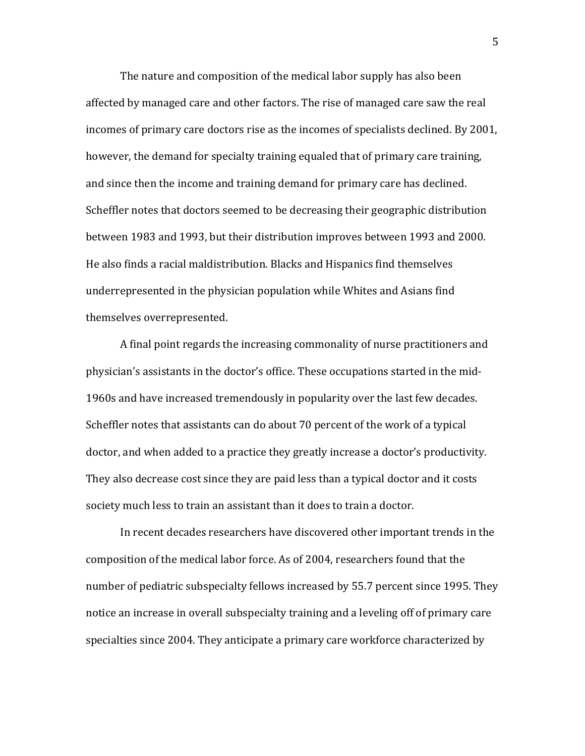The nature and composition of the medical labor supply has also been affected by managed care and other factors. The rise of managed care saw the real incomes of primary care doctors rise as the incomes of specialists declined. By 2001, however, the demand for specialty training equaled that of primary care training, and since then the income and training demand for primary care has declined. Scheffler notes that doctors seemed to be decreasing their geographic distribution between 1983 and 1993, but their distribution improves between 1993 and 2000. He also finds a racial maldistribution. Blacks and Hispanics find themselves underrepresented in the physician population while Whites and Asians find themselves overrepresented.

A final point regards the increasing commonality of nurse practitioners and physician's assistants in the doctor's office. These occupations started in the mid-1960s and have increased tremendously in popularity over the last few decades. Scheffler notes that assistants can do about 70 percent of the work of a typical doctor, and when added to a practice they greatly increase a doctor's productivity. They also decrease cost since they are paid less than a typical doctor and it costs society much less to train an assistant than it does to train a doctor.

In recent decades researchers have discovered other important trends in the composition of the medical labor force. As of 2004, researchers found that the number of pediatric subspecialty fellows increased by 55.7 percent since 1995. They notice an increase in overall subspecialty training and a leveling off of primary care specialties since 2004. They anticipate a primary care workforce characterized by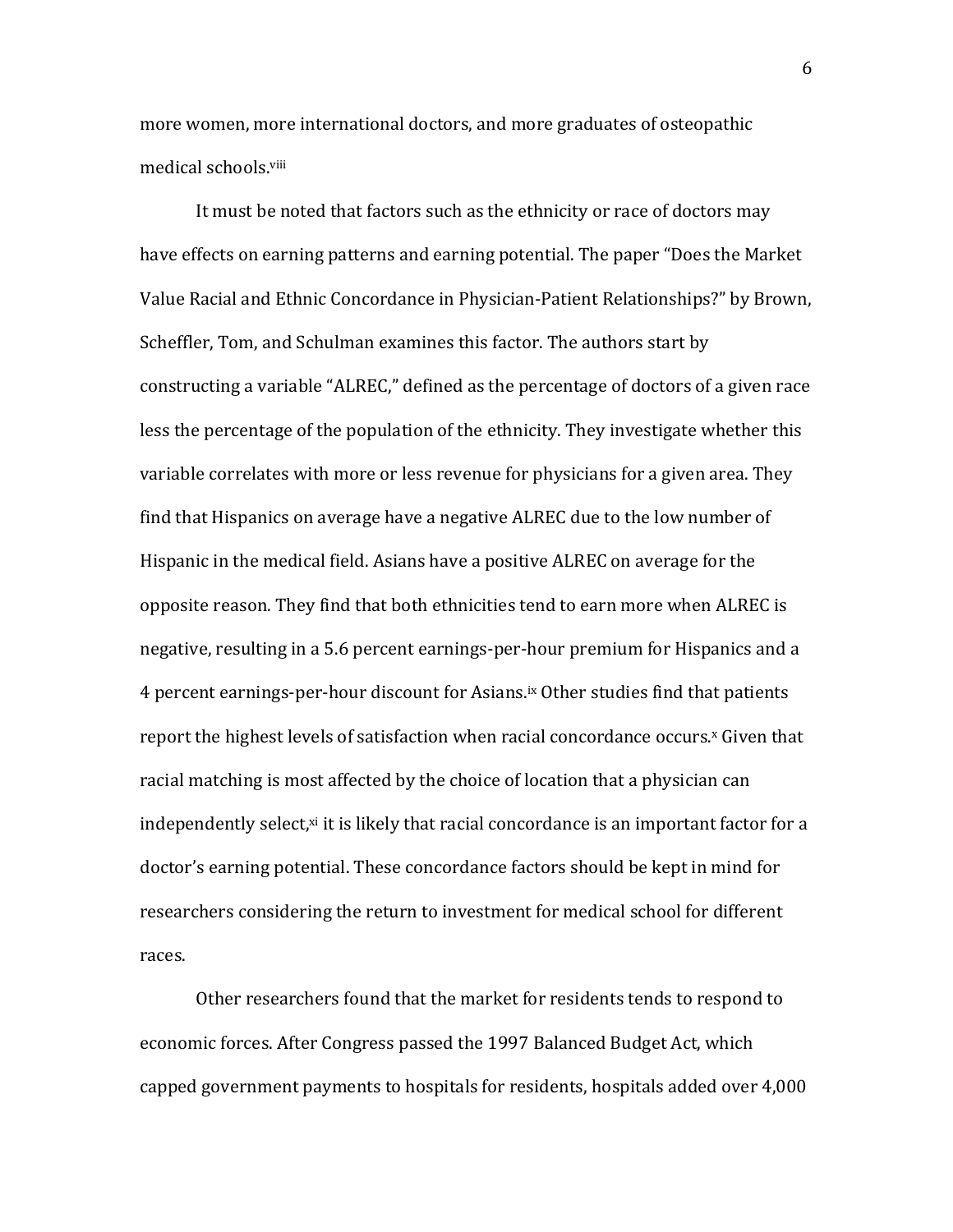more women, more international doctors, and more graduates of osteopathic medical schools.[viii]

It must be noted that factors such as the ethnicity or race of doctors may have effects on earning patterns and earning potential. The paper "Does the Market Value Racial and Ethnic Concordance in Physician-Patient Relationships?" by Brown, Scheffler, Tom, and Schulman examines this factor. The authors start by constructing a variable "ALREC," defined as the percentage of doctors of a given race less the percentage of the population of the ethnicity. They investigate whether this variable correlates with more or less revenue for physicians for a given area. They find that Hispanics on average have a negative ALREC due to the low number of Hispanic in the medical field. Asians have a positive ALREC on average for the opposite reason. They find that both ethnicities tend to earn more when ALREC is negative, resulting in a 5.6 percent earnings-per-hour premium for Hispanics and a 4 percent earnings-per-hour discount for Asians.[ix] Other studies find that patients report the highest levels of satisfaction when racial concordance occurs.[x] Given that racial matching is most affected by the choice of location that a physician can independently select,[xi] it is likely that racial concordance is an important factor for a doctor's earning potential. These concordance factors should be kept in mind for researchers considering the return to investment for medical school for different races.

Other researchers found that the market for residents tends to respond to economic forces. After Congress passed the 1997 Balanced Budget Act, which capped government payments to hospitals for residents, hospitals added over 4,000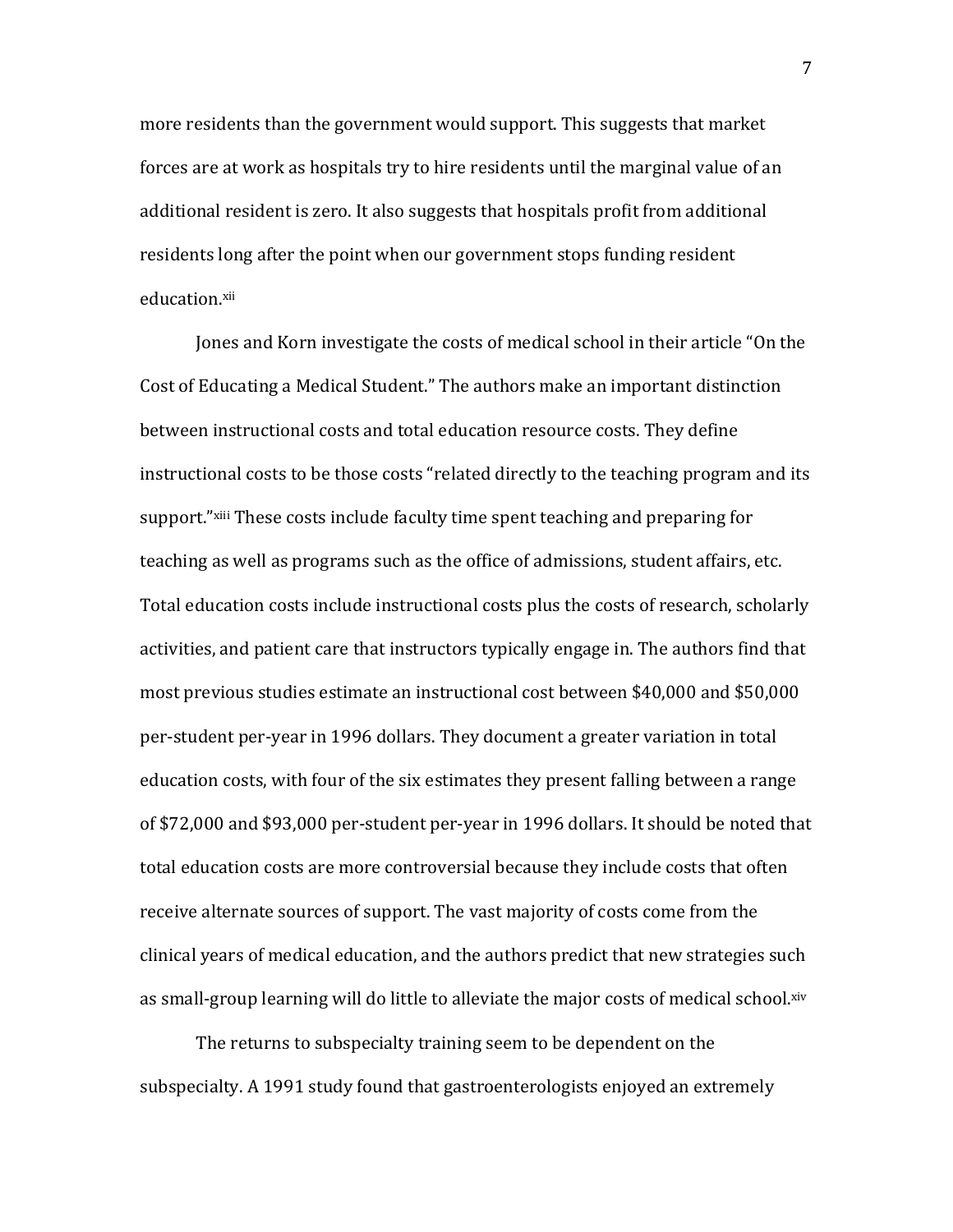more residents than the government would support. This suggests that market forces are at work as hospitals try to hire residents until the marginal value of an additional resident is zero. It also suggests that hospitals profit from additional residents long after the point when our government stops funding resident education.[xii]

Jones and Korn investigate the costs of medical school in their article "On the Cost of Educating a Medical Student." The authors make an important distinction between instructional costs and total education resource costs. They define instructional costs to be those costs "related directly to the teaching program and its support."[xiii] These costs include faculty time spent teaching and preparing for teaching as well as programs such as the office of admissions, student affairs, etc. Total education costs include instructional costs plus the costs of research, scholarly activities, and patient care that instructors typically engage in. The authors find that most previous studies estimate an instructional cost between $40,000 and $50,000 per-student per-year in 1996 dollars. They document a greater variation in total education costs, with four of the six estimates they present falling between a range of $72,000 and $93,000 per-student per-year in 1996 dollars. It should be noted that total education costs are more controversial because they include costs that often receive alternate sources of support. The vast majority of costs come from the clinical years of medical education, and the authors predict that new strategies such as small-group learning will do little to alleviate the major costs of medical school.[xiv]

The returns to subspecialty training seem to be dependent on the subspecialty. A 1991 study found that gastroenterologists enjoyed an extremely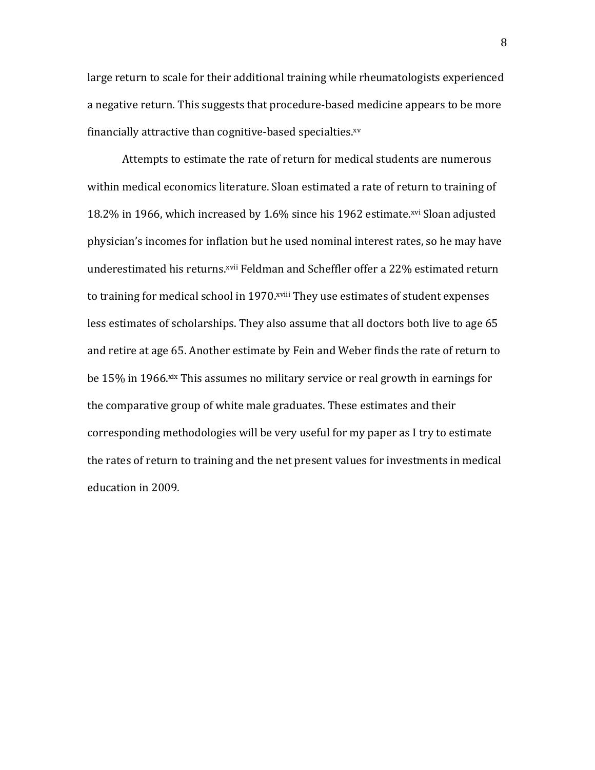large return to scale for their additional training while rheumatologists experienced a negative return. This suggests that procedure-based medicine appears to be more financially attractive than cognitive-based specialties.[xv]

Attempts to estimate the rate of return for medical students are numerous within medical economics literature. Sloan estimated a rate of return to training of 18.2% in 1966, which increased by 1.6% since his 1962 estimate.[xvi] Sloan adjusted physician's incomes for inflation but he used nominal interest rates, so he may have underestimated his returns.[xvii] Feldman and Scheffler offer a 22% estimated return to training for medical school in 1970.[xviii] They use estimates of student expenses less estimates of scholarships. They also assume that all doctors both live to age 65 and retire at age 65. Another estimate by Fein and Weber finds the rate of return to be 15% in 1966.[xix] This assumes no military service or real growth in earnings for the comparative group of white male graduates. These estimates and their corresponding methodologies will be very useful for my paper as I try to estimate the rates of return to training and the net present values for investments in medical education in 2009.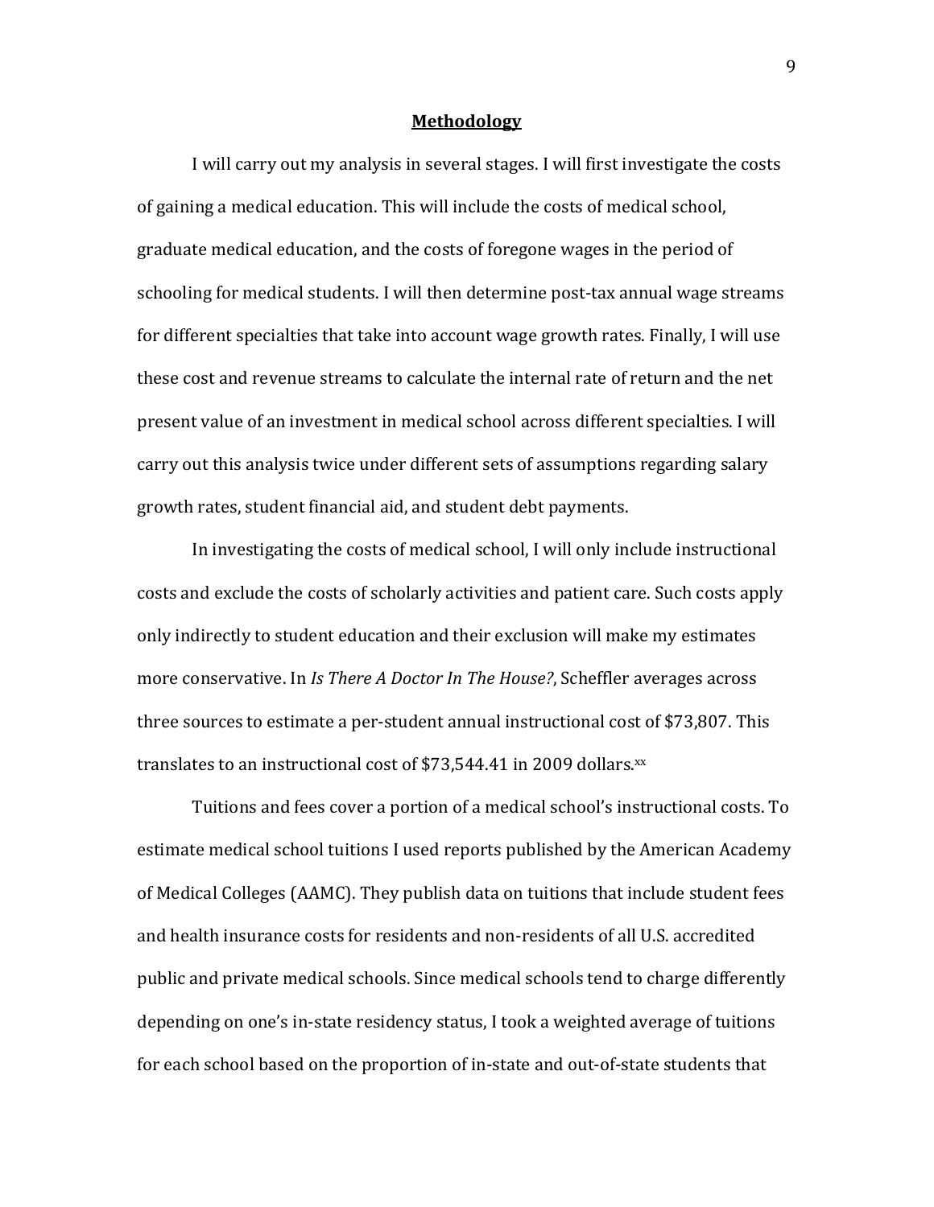## **Methodology**

I will carry out my analysis in several stages. I will first investigate the costs of gaining a medical education. This will include the costs of medical school, graduate medical education, and the costs of foregone wages in the period of schooling for medical students. I will then determine post-tax annual wage streams for different specialties that take into account wage growth rates. Finally, I will use these cost and revenue streams to calculate the internal rate of return and the net present value of an investment in medical school across different specialties. I will carry out this analysis twice under different sets of assumptions regarding salary growth rates, student financial aid, and student debt payments.

In investigating the costs of medical school, I will only include instructional costs and exclude the costs of scholarly activities and patient care. Such costs apply only indirectly to student education and their exclusion will make my estimates more conservative. In *Is There A Doctor In The House?*, Scheffler averages across three sources to estimate a per-student annual instructional cost of $73,807. This translates to an instructional cost of $73,544.41 in 2009 dollars.[xx]

Tuitions and fees cover a portion of a medical school's instructional costs. To estimate medical school tuitions I used reports published by the American Academy of Medical Colleges (AAMC). They publish data on tuitions that include student fees and health insurance costs for residents and non-residents of all U.S. accredited public and private medical schools. Since medical schools tend to charge differently depending on one's in-state residency status, I took a weighted average of tuitions for each school based on the proportion of in-state and out-of-state students that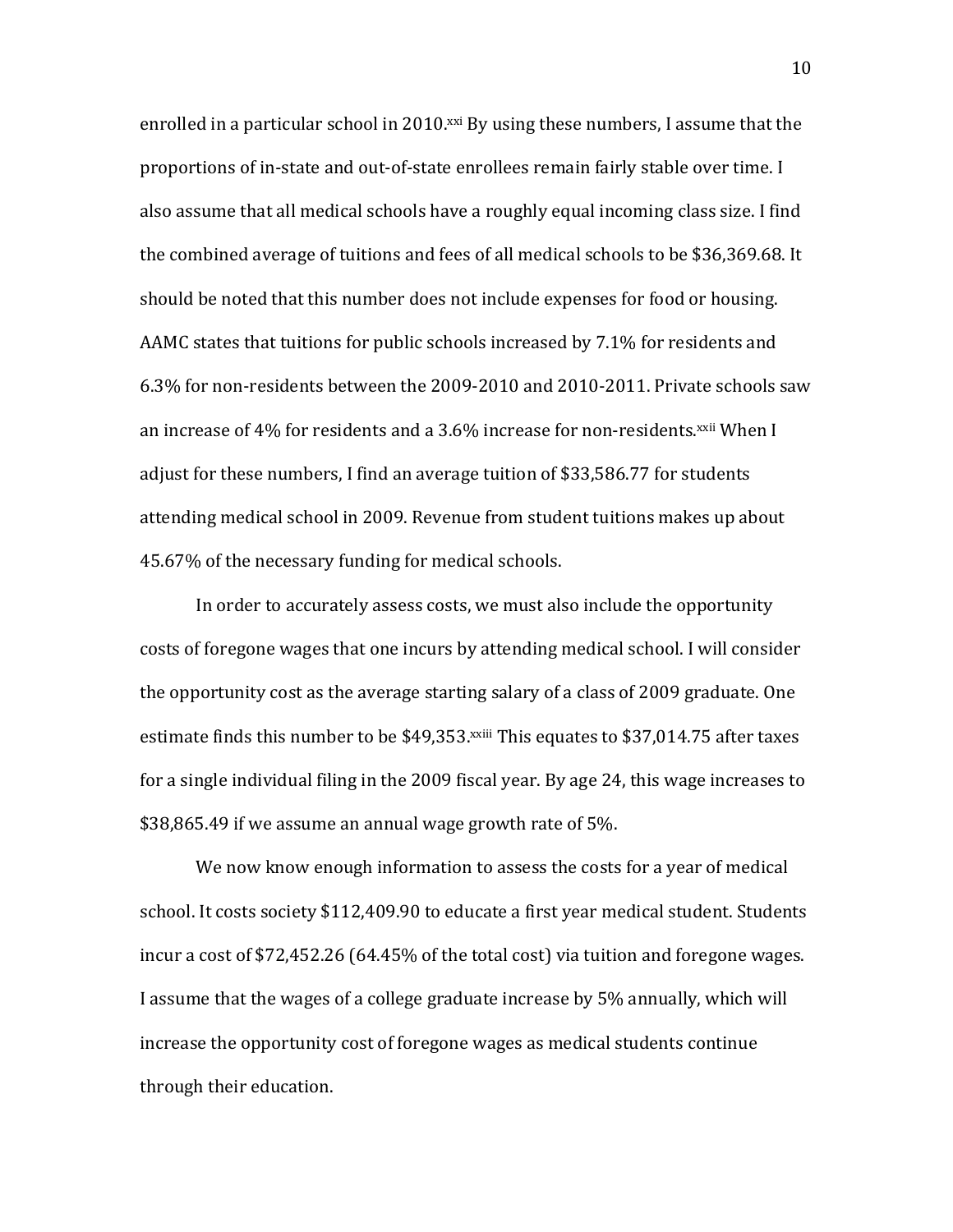enrolled in a particular school in 2010.[xxi] By using these numbers, I assume that the proportions of in-state and out-of-state enrollees remain fairly stable over time. I also assume that all medical schools have a roughly equal incoming class size. I find the combined average of tuitions and fees of all medical schools to be $36,369.68. It should be noted that this number does not include expenses for food or housing. AAMC states that tuitions for public schools increased by 7.1% for residents and 6.3% for non-residents between the 2009-2010 and 2010-2011. Private schools saw an increase of 4% for residents and a 3.6% increase for non-residents.[xxii] When I adjust for these numbers, I find an average tuition of $33,586.77 for students attending medical school in 2009. Revenue from student tuitions makes up about 45.67% of the necessary funding for medical schools.

In order to accurately assess costs, we must also include the opportunity costs of foregone wages that one incurs by attending medical school. I will consider the opportunity cost as the average starting salary of a class of 2009 graduate. One estimate finds this number to be $49,353.[xxiii] This equates to $37,014.75 after taxes for a single individual filing in the 2009 fiscal year. By age 24, this wage increases to $38,865.49 if we assume an annual wage growth rate of 5%.

We now know enough information to assess the costs for a year of medical school. It costs society $112,409.90 to educate a first year medical student. Students incur a cost of $72,452.26 (64.45% of the total cost) via tuition and foregone wages. I assume that the wages of a college graduate increase by 5% annually, which will increase the opportunity cost of foregone wages as medical students continue through their education.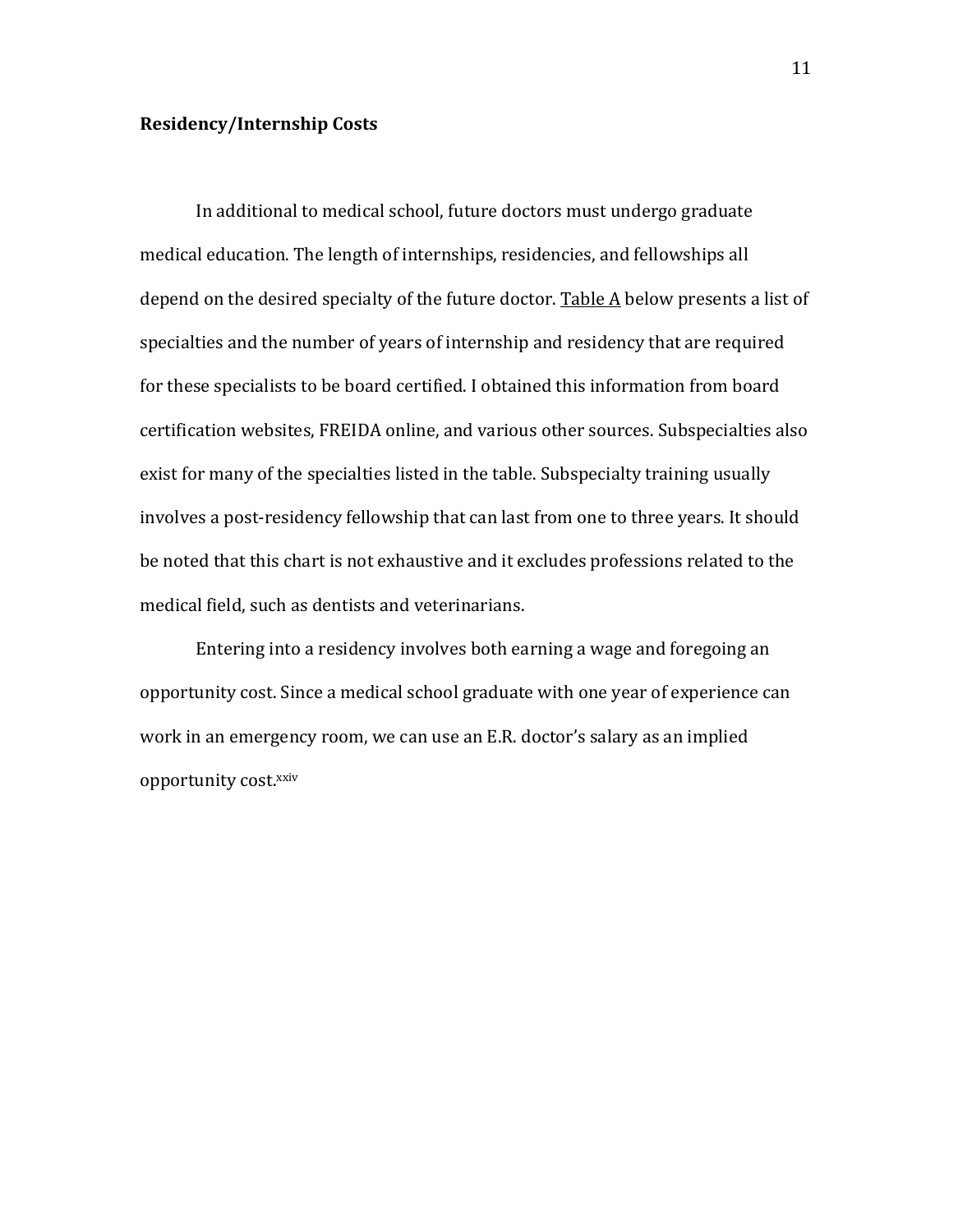**Residency/Internship Costs**

In additional to medical school, future doctors must undergo graduate medical education. The length of internships, residencies, and fellowships all depend on the desired specialty of the future doctor. Table A below presents a list of specialties and the number of years of internship and residency that are required for these specialists to be board certified. I obtained this information from board certification websites, FREIDA online, and various other sources. Subspecialties also exist for many of the specialties listed in the table. Subspecialty training usually involves a post-residency fellowship that can last from one to three years. It should be noted that this chart is not exhaustive and it excludes professions related to the medical field, such as dentists and veterinarians.

Entering into a residency involves both earning a wage and foregoing an opportunity cost. Since a medical school graduate with one year of experience can work in an emergency room, we can use an E.R. doctor's salary as an implied opportunity cost.[xxiv]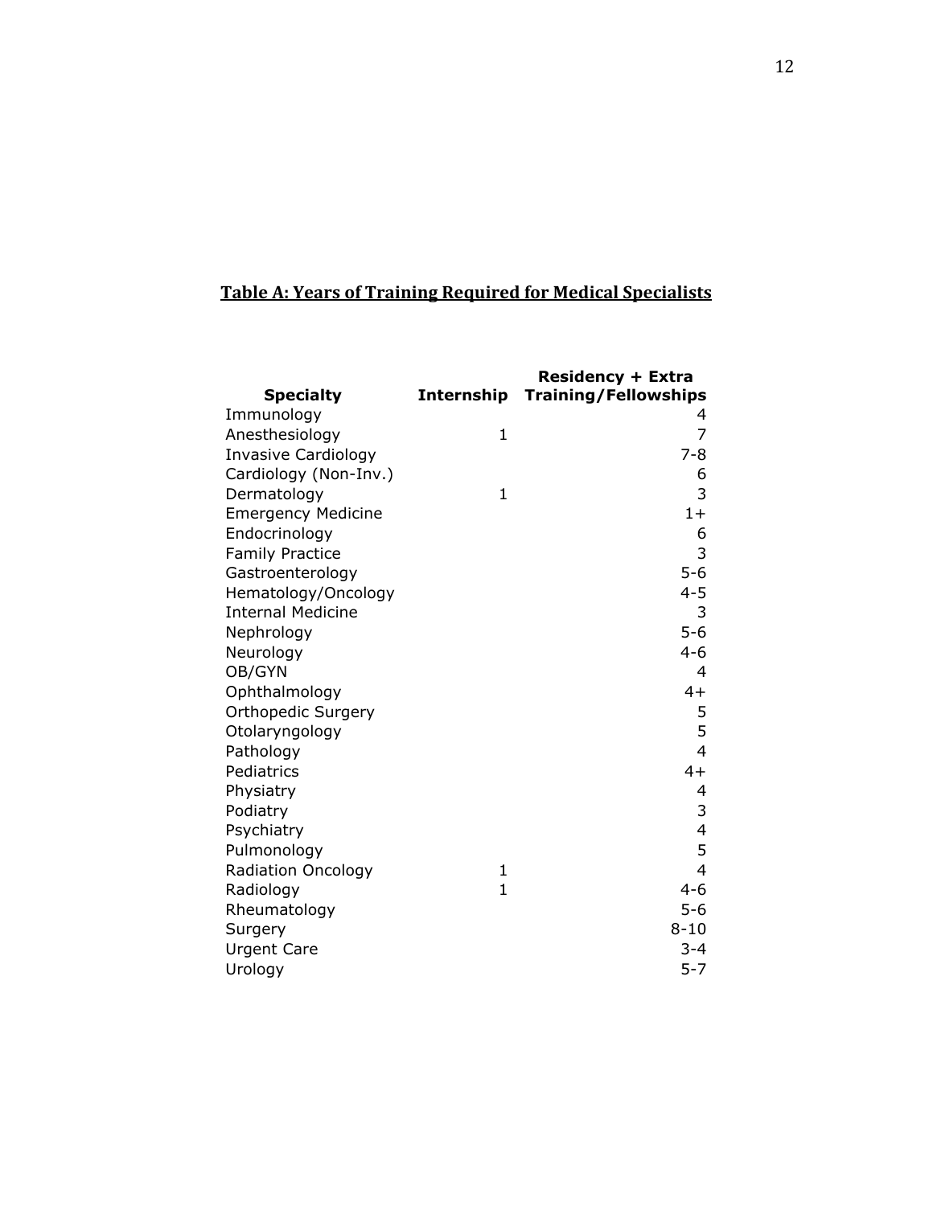## Table A: Years of Training Required for Medical Specialists

| Specialty | Internship | Residency + Extra Training/Fellowships |
|---|---|---|
| Immunology | | 4 |
| Anesthesiology | 1 | 7 |
| Invasive Cardiology | | 7-8 |
| Cardiology (Non-Inv.) | | 6 |
| Dermatology | 1 | 3 |
| Emergency Medicine | | 1+ |
| Endocrinology | | 6 |
| Family Practice | | 3 |
| Gastroenterology | | 5-6 |
| Hematology/Oncology | | 4-5 |
| Internal Medicine | | 3 |
| Nephrology | | 5-6 |
| Neurology | | 4-6 |
| OB/GYN | | 4 |
| Ophthalmology | | 4+ |
| Orthopedic Surgery | | 5 |
| Otolaryngology | | 5 |
| Pathology | | 4 |
| Pediatrics | | 4+ |
| Physiatry | | 4 |
| Podiatry | | 3 |
| Psychiatry | | 4 |
| Pulmonology | | 5 |
| Radiation Oncology | 1 | 4 |
| Radiology | 1 | 4-6 |
| Rheumatology | | 5-6 |
| Surgery | | 8-10 |
| Urgent Care | | 3-4 |
| Urology | | 5-7 |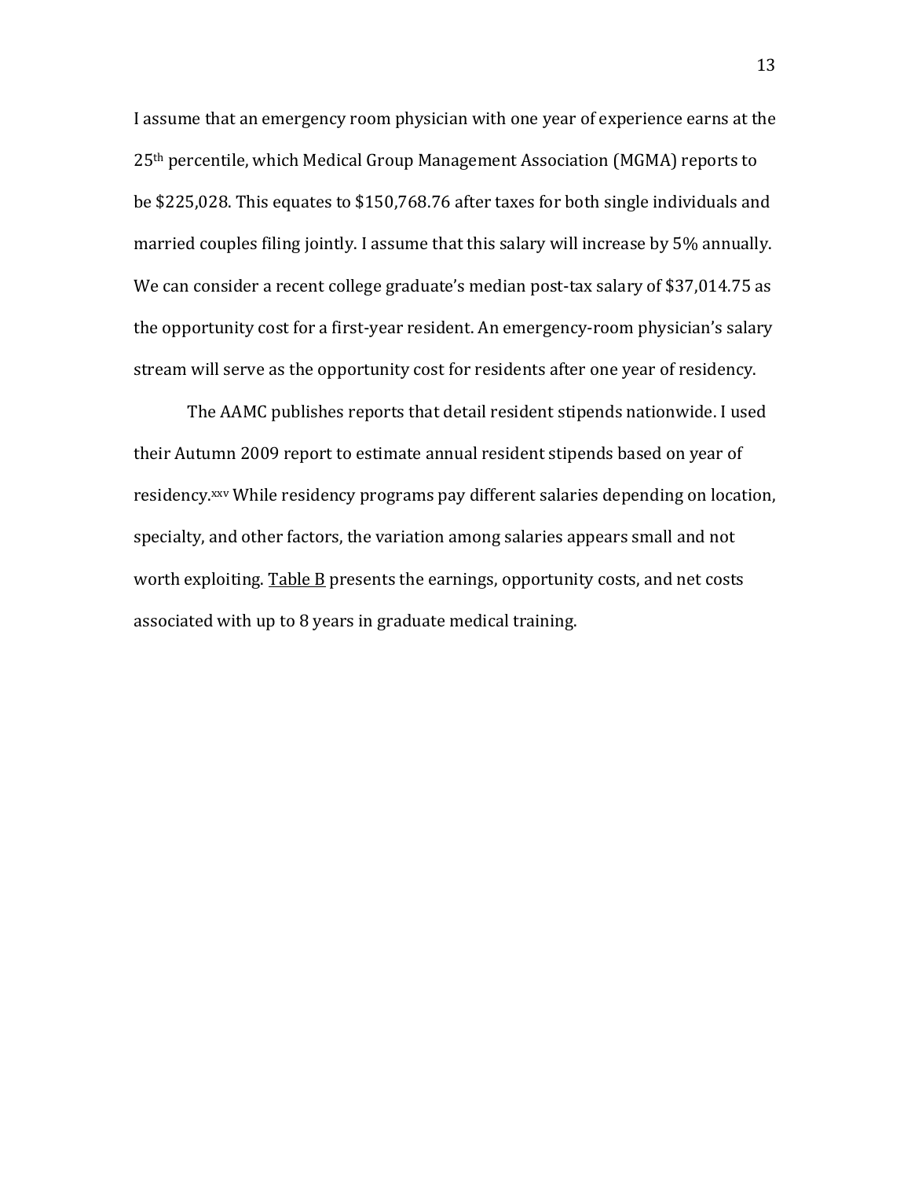I assume that an emergency room physician with one year of experience earns at the 25th percentile, which Medical Group Management Association (MGMA) reports to be $225,028. This equates to $150,768.76 after taxes for both single individuals and married couples filing jointly. I assume that this salary will increase by 5% annually. We can consider a recent college graduate's median post-tax salary of $37,014.75 as the opportunity cost for a first-year resident. An emergency-room physician's salary stream will serve as the opportunity cost for residents after one year of residency.

The AAMC publishes reports that detail resident stipends nationwide. I used their Autumn 2009 report to estimate annual resident stipends based on year of residency.[xxv] While residency programs pay different salaries depending on location, specialty, and other factors, the variation among salaries appears small and not worth exploiting. Table B presents the earnings, opportunity costs, and net costs associated with up to 8 years in graduate medical training.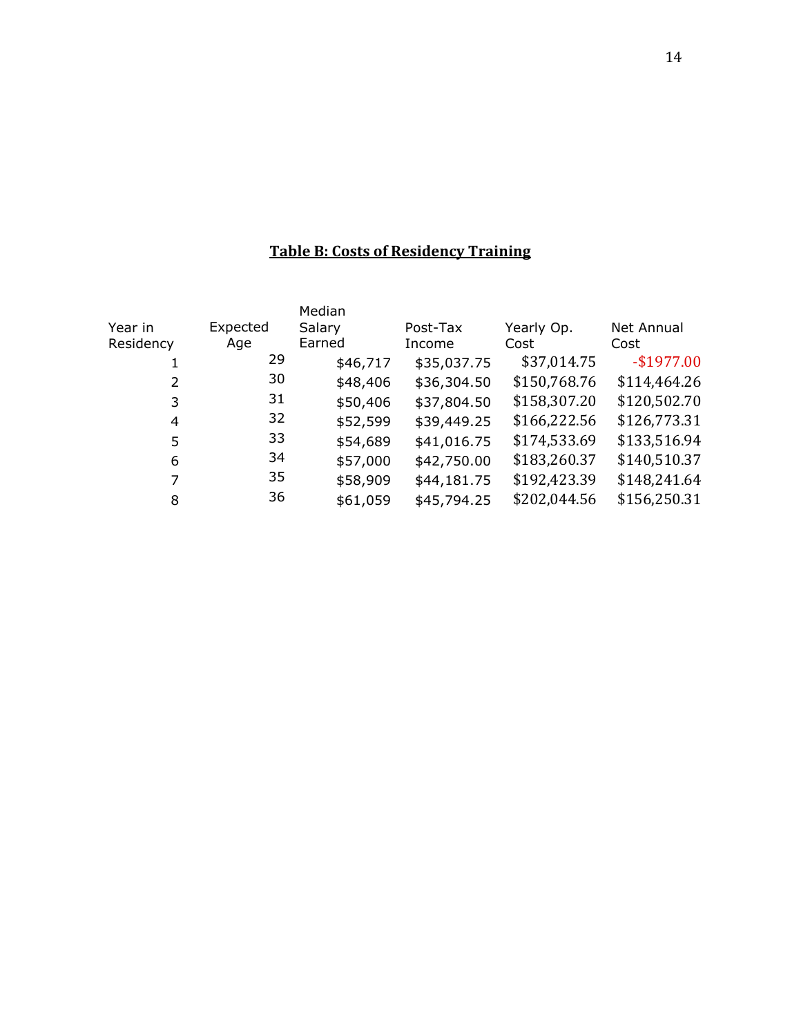**Table B: Costs of Residency Training**

| Year in Residency | Expected Age | Median Salary Earned | Post-Tax Income | Yearly Op. Cost | Net Annual Cost |
|---|---|---|---|---|---|
| 1 | 29 | $46,717 | $35,037.75 | $37,014.75 | -$1977.00 |
| 2 | 30 | $48,406 | $36,304.50 | $150,768.76 | $114,464.26 |
| 3 | 31 | $50,406 | $37,804.50 | $158,307.20 | $120,502.70 |
| 4 | 32 | $52,599 | $39,449.25 | $166,222.56 | $126,773.31 |
| 5 | 33 | $54,689 | $41,016.75 | $174,533.69 | $133,516.94 |
| 6 | 34 | $57,000 | $42,750.00 | $183,260.37 | $140,510.37 |
| 7 | 35 | $58,909 | $44,181.75 | $192,423.39 | $148,241.64 |
| 8 | 36 | $61,059 | $45,794.25 | $202,044.56 | $156,250.31 |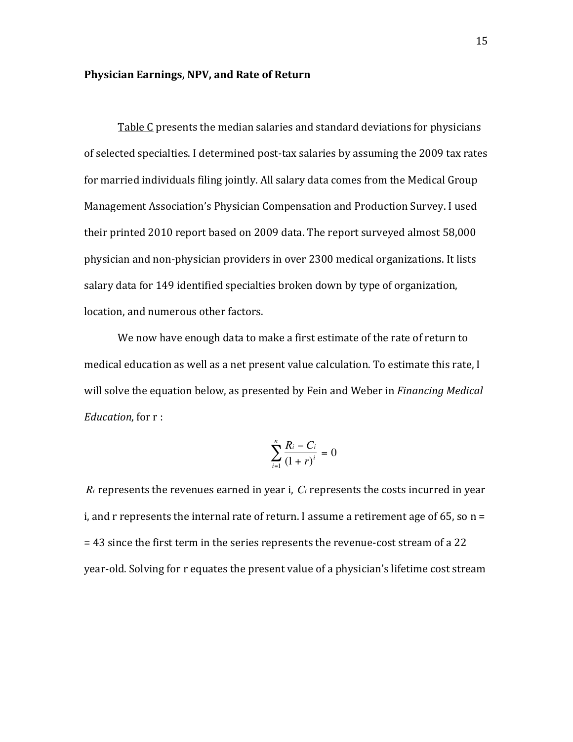**Physician Earnings, NPV, and Rate of Return**

Table C presents the median salaries and standard deviations for physicians of selected specialties. I determined post-tax salaries by assuming the 2009 tax rates for married individuals filing jointly. All salary data comes from the Medical Group Management Association's Physician Compensation and Production Survey. I used their printed 2010 report based on 2009 data. The report surveyed almost 58,000 physician and non-physician providers in over 2300 medical organizations. It lists salary data for 149 identified specialties broken down by type of organization, location, and numerous other factors.

We now have enough data to make a first estimate of the rate of return to medical education as well as a net present value calculation. To estimate this rate, I will solve the equation below, as presented by Fein and Weber in *Financing Medical Education*, for r :

$$\sum_{i=1}^{n} \frac{R_i - C_i}{(1 + r)^i} = 0$$

$R_i$ represents the revenues earned in year i, $C_i$ represents the costs incurred in year i, and r represents the internal rate of return. I assume a retirement age of 65, so n = = 43 since the first term in the series represents the revenue-cost stream of a 22 year-old. Solving for r equates the present value of a physician's lifetime cost stream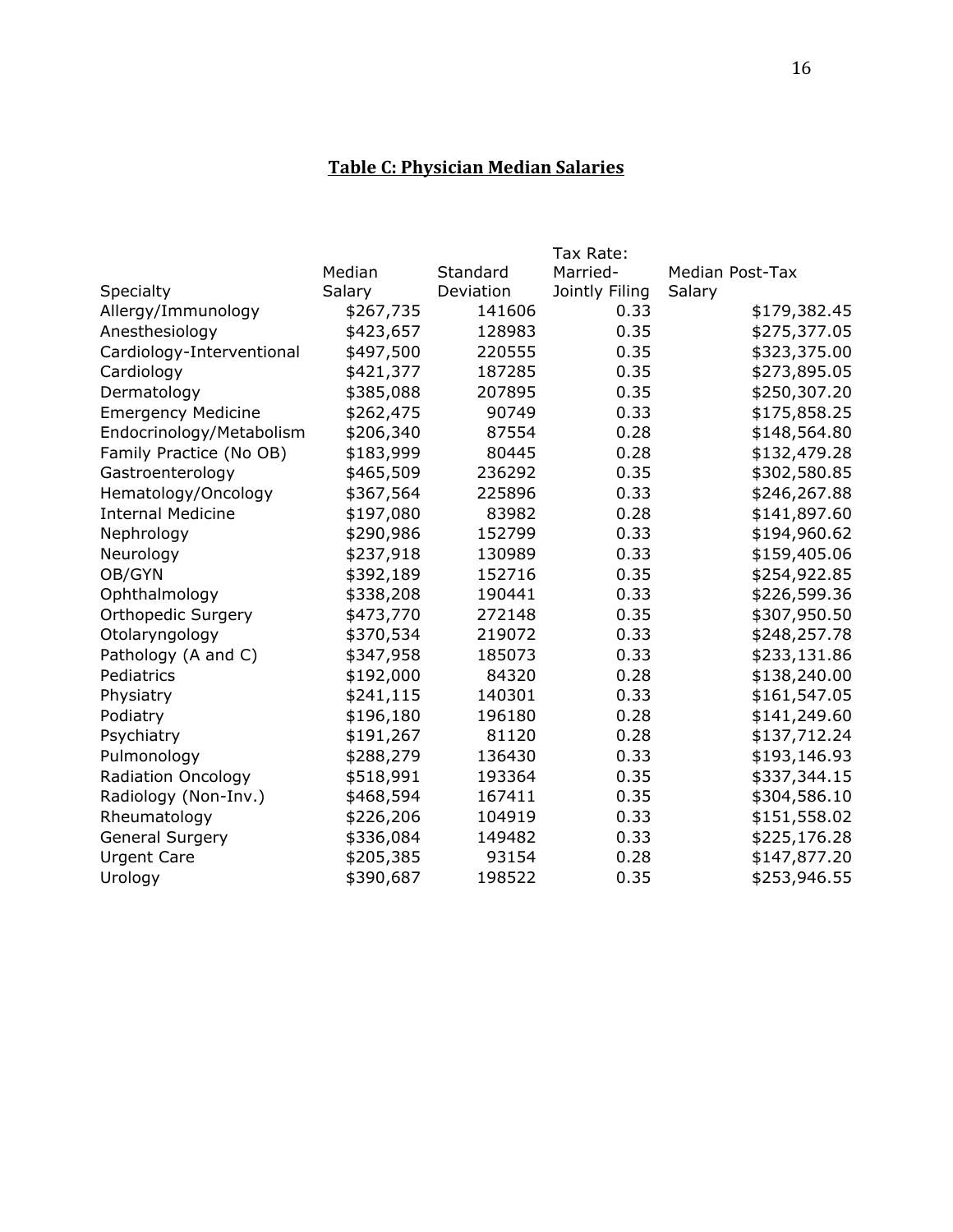## Table C: Physician Median Salaries

| Specialty | Median Salary | Standard Deviation | Tax Rate: Married-Jointly Filing | Median Post-Tax Salary |
|---|---|---|---|---|
| Allergy/Immunology | $267,735 | 141606 | 0.33 | $179,382.45 |
| Anesthesiology | $423,657 | 128983 | 0.35 | $275,377.05 |
| Cardiology-Interventional | $497,500 | 220555 | 0.35 | $323,375.00 |
| Cardiology | $421,377 | 187285 | 0.35 | $273,895.05 |
| Dermatology | $385,088 | 207895 | 0.35 | $250,307.20 |
| Emergency Medicine | $262,475 | 90749 | 0.33 | $175,858.25 |
| Endocrinology/Metabolism | $206,340 | 87554 | 0.28 | $148,564.80 |
| Family Practice (No OB) | $183,999 | 80445 | 0.28 | $132,479.28 |
| Gastroenterology | $465,509 | 236292 | 0.35 | $302,580.85 |
| Hematology/Oncology | $367,564 | 225896 | 0.33 | $246,267.88 |
| Internal Medicine | $197,080 | 83982 | 0.28 | $141,897.60 |
| Nephrology | $290,986 | 152799 | 0.33 | $194,960.62 |
| Neurology | $237,918 | 130989 | 0.33 | $159,405.06 |
| OB/GYN | $392,189 | 152716 | 0.35 | $254,922.85 |
| Ophthalmology | $338,208 | 190441 | 0.33 | $226,599.36 |
| Orthopedic Surgery | $473,770 | 272148 | 0.35 | $307,950.50 |
| Otolaryngology | $370,534 | 219072 | 0.33 | $248,257.78 |
| Pathology (A and C) | $347,958 | 185073 | 0.33 | $233,131.86 |
| Pediatrics | $192,000 | 84320 | 0.28 | $138,240.00 |
| Physiatry | $241,115 | 140301 | 0.33 | $161,547.05 |
| Podiatry | $196,180 | 196180 | 0.28 | $141,249.60 |
| Psychiatry | $191,267 | 81120 | 0.28 | $137,712.24 |
| Pulmonology | $288,279 | 136430 | 0.33 | $193,146.93 |
| Radiation Oncology | $518,991 | 193364 | 0.35 | $337,344.15 |
| Radiology (Non-Inv.) | $468,594 | 167411 | 0.35 | $304,586.10 |
| Rheumatology | $226,206 | 104919 | 0.33 | $151,558.02 |
| General Surgery | $336,084 | 149482 | 0.33 | $225,176.28 |
| Urgent Care | $205,385 | 93154 | 0.28 | $147,877.20 |
| Urology | $390,687 | 198522 | 0.35 | $253,946.55 |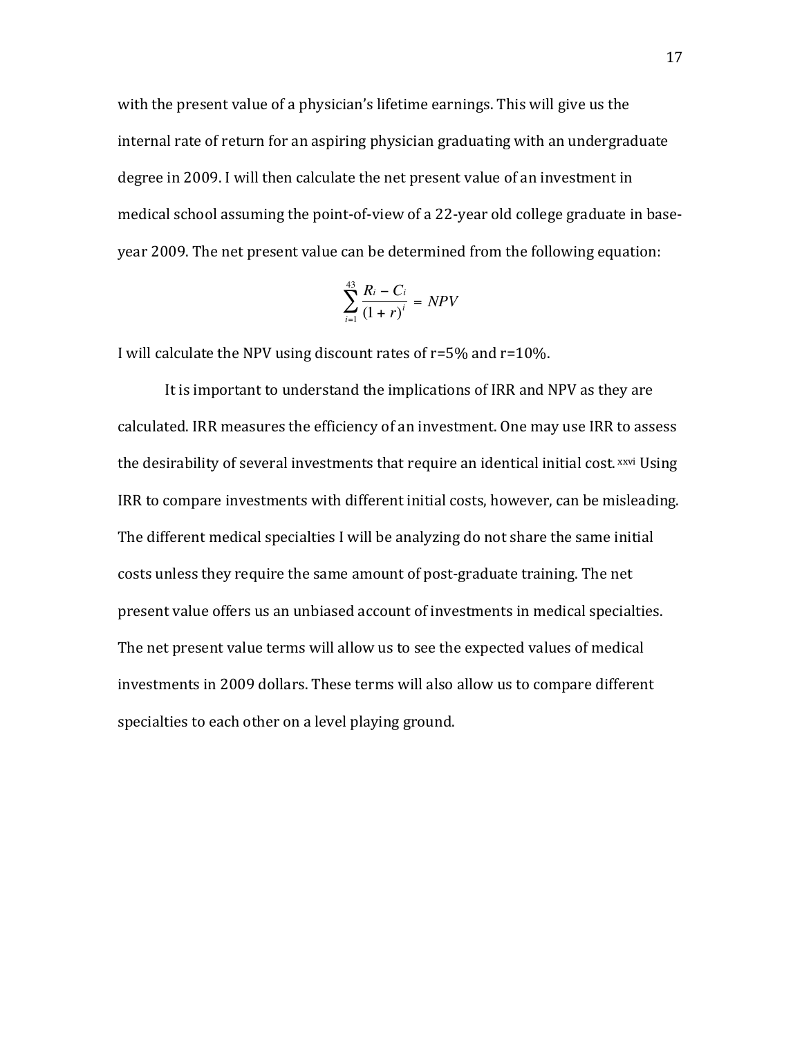with the present value of a physician's lifetime earnings. This will give us the internal rate of return for an aspiring physician graduating with an undergraduate degree in 2009. I will then calculate the net present value of an investment in medical school assuming the point-of-view of a 22-year old college graduate in base-year 2009. The net present value can be determined from the following equation:

$$\sum_{i=1}^{43} \frac{R_i - C_i}{(1+r)^i} = NPV$$

I will calculate the NPV using discount rates of r=5% and r=10%.

It is important to understand the implications of IRR and NPV as they are calculated. IRR measures the efficiency of an investment. One may use IRR to assess the desirability of several investments that require an identical initial cost.[xxvi] Using IRR to compare investments with different initial costs, however, can be misleading. The different medical specialties I will be analyzing do not share the same initial costs unless they require the same amount of post-graduate training. The net present value offers us an unbiased account of investments in medical specialties. The net present value terms will allow us to see the expected values of medical investments in 2009 dollars. These terms will also allow us to compare different specialties to each other on a level playing ground.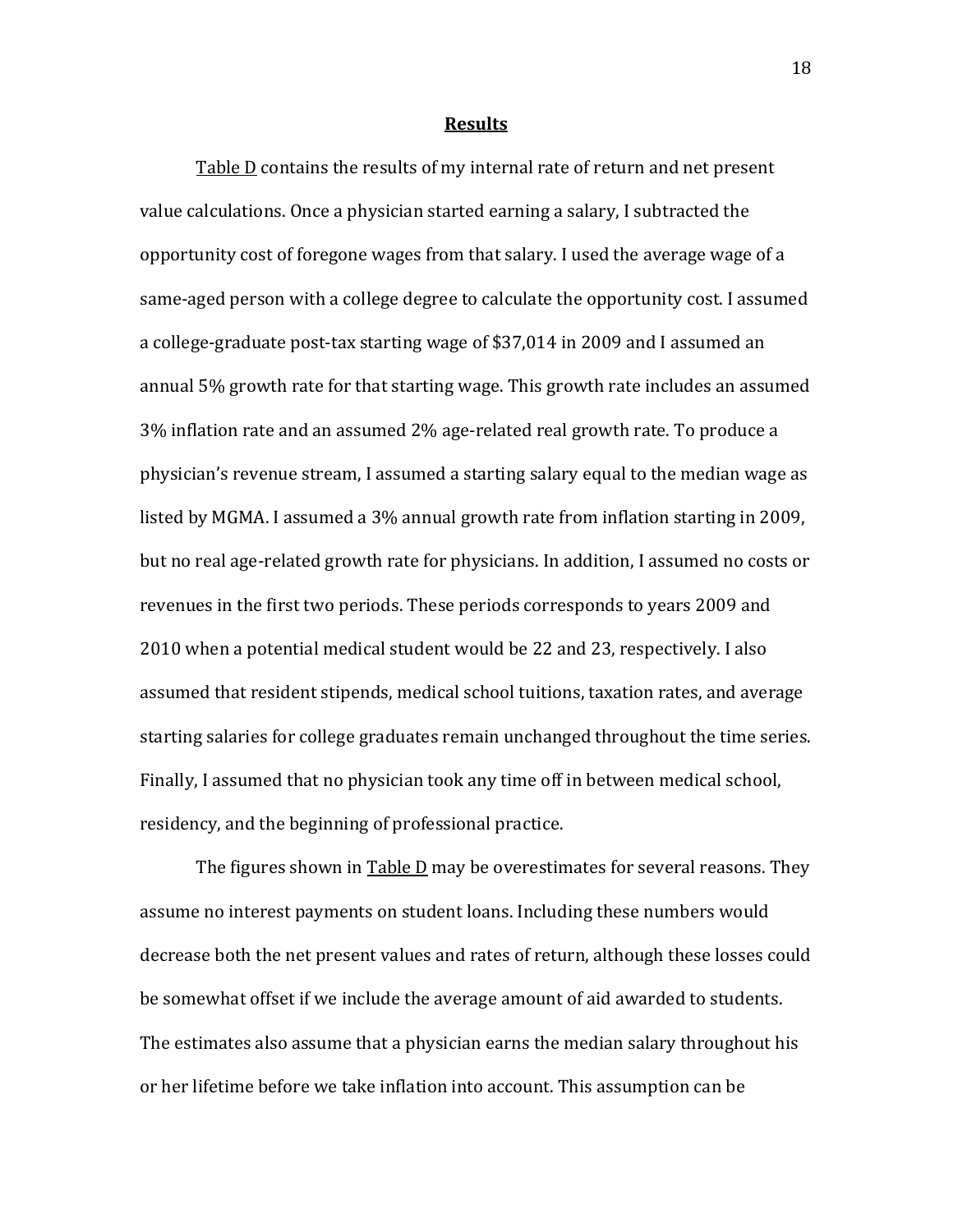## Results

Table D contains the results of my internal rate of return and net present value calculations. Once a physician started earning a salary, I subtracted the opportunity cost of foregone wages from that salary. I used the average wage of a same-aged person with a college degree to calculate the opportunity cost. I assumed a college-graduate post-tax starting wage of $37,014 in 2009 and I assumed an annual 5% growth rate for that starting wage. This growth rate includes an assumed 3% inflation rate and an assumed 2% age-related real growth rate. To produce a physician's revenue stream, I assumed a starting salary equal to the median wage as listed by MGMA. I assumed a 3% annual growth rate from inflation starting in 2009, but no real age-related growth rate for physicians. In addition, I assumed no costs or revenues in the first two periods. These periods corresponds to years 2009 and 2010 when a potential medical student would be 22 and 23, respectively. I also assumed that resident stipends, medical school tuitions, taxation rates, and average starting salaries for college graduates remain unchanged throughout the time series. Finally, I assumed that no physician took any time off in between medical school, residency, and the beginning of professional practice.

The figures shown in Table D may be overestimates for several reasons. They assume no interest payments on student loans. Including these numbers would decrease both the net present values and rates of return, although these losses could be somewhat offset if we include the average amount of aid awarded to students. The estimates also assume that a physician earns the median salary throughout his or her lifetime before we take inflation into account. This assumption can be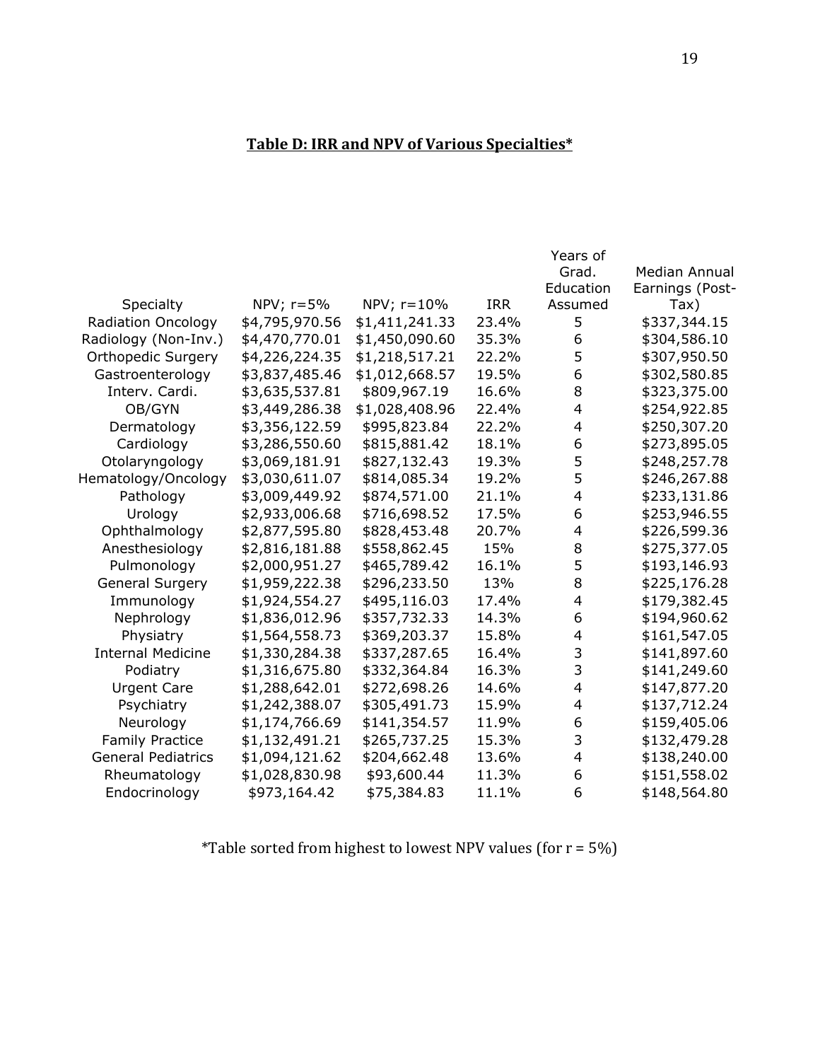**Table D: IRR and NPV of Various Specialties***

| Specialty | NPV; r=5% | NPV; r=10% | IRR | Years of Grad. Education Assumed | Median Annual Earnings (Post-Tax) |
|---|---|---|---|---|---|
| Radiation Oncology | $4,795,970.56 | $1,411,241.33 | 23.4% | 5 | $337,344.15 |
| Radiology (Non-Inv.) | $4,470,770.01 | $1,450,090.60 | 35.3% | 6 | $304,586.10 |
| Orthopedic Surgery | $4,226,224.35 | $1,218,517.21 | 22.2% | 5 | $307,950.50 |
| Gastroenterology | $3,837,485.46 | $1,012,668.57 | 19.5% | 6 | $302,580.85 |
| Interv. Cardi. | $3,635,537.81 | $809,967.19 | 16.6% | 8 | $323,375.00 |
| OB/GYN | $3,449,286.38 | $1,028,408.96 | 22.4% | 4 | $254,922.85 |
| Dermatology | $3,356,122.59 | $995,823.84 | 22.2% | 4 | $250,307.20 |
| Cardiology | $3,286,550.60 | $815,881.42 | 18.1% | 6 | $273,895.05 |
| Otolaryngology | $3,069,181.91 | $827,132.43 | 19.3% | 5 | $248,257.78 |
| Hematology/Oncology | $3,030,611.07 | $814,085.34 | 19.2% | 5 | $246,267.88 |
| Pathology | $3,009,449.92 | $874,571.00 | 21.1% | 4 | $233,131.86 |
| Urology | $2,933,006.68 | $716,698.52 | 17.5% | 6 | $253,946.55 |
| Ophthalmology | $2,877,595.80 | $828,453.48 | 20.7% | 4 | $226,599.36 |
| Anesthesiology | $2,816,181.88 | $558,862.45 | 15% | 8 | $275,377.05 |
| Pulmonology | $2,000,951.27 | $465,789.42 | 16.1% | 5 | $193,146.93 |
| General Surgery | $1,959,222.38 | $296,233.50 | 13% | 8 | $225,176.28 |
| Immunology | $1,924,554.27 | $495,116.03 | 17.4% | 4 | $179,382.45 |
| Nephrology | $1,836,012.96 | $357,732.33 | 14.3% | 6 | $194,960.62 |
| Physiatry | $1,564,558.73 | $369,203.37 | 15.8% | 4 | $161,547.05 |
| Internal Medicine | $1,330,284.38 | $337,287.65 | 16.4% | 3 | $141,897.60 |
| Podiatry | $1,316,675.80 | $332,364.84 | 16.3% | 3 | $141,249.60 |
| Urgent Care | $1,288,642.01 | $272,698.26 | 14.6% | 4 | $147,877.20 |
| Psychiatry | $1,242,388.07 | $305,491.73 | 15.9% | 4 | $137,712.24 |
| Neurology | $1,174,766.69 | $141,354.57 | 11.9% | 6 | $159,405.06 |
| Family Practice | $1,132,491.21 | $265,737.25 | 15.3% | 3 | $132,479.28 |
| General Pediatrics | $1,094,121.62 | $204,662.48 | 13.6% | 4 | $138,240.00 |
| Rheumatology | $1,028,830.98 | $93,600.44 | 11.3% | 6 | $151,558.02 |
| Endocrinology | $973,164.42 | $75,384.83 | 11.1% | 6 | $148,564.80 |

*Table sorted from highest to lowest NPV values (for r = 5%)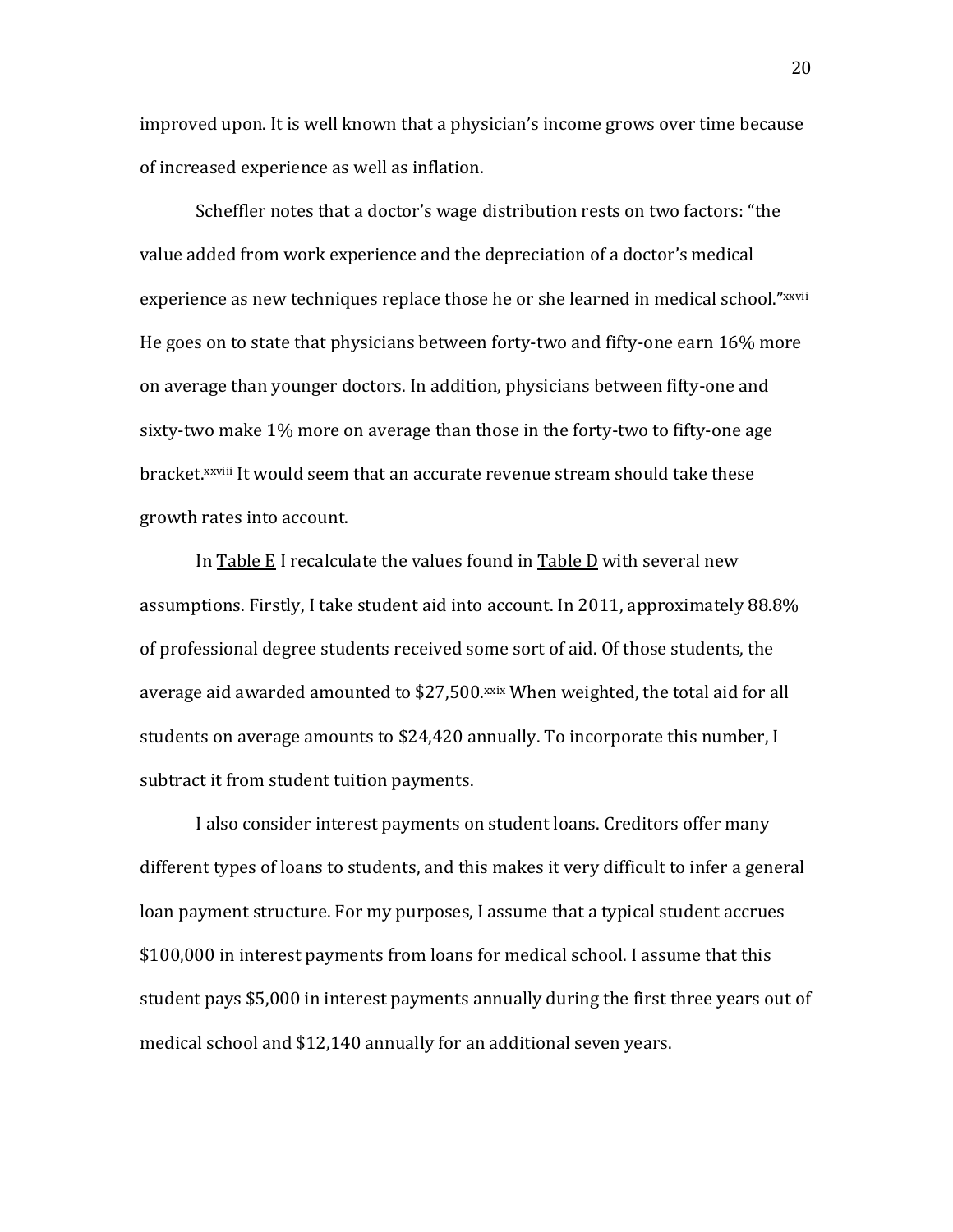improved upon. It is well known that a physician's income grows over time because of increased experience as well as inflation.

Scheffler notes that a doctor's wage distribution rests on two factors: "the value added from work experience and the depreciation of a doctor's medical experience as new techniques replace those he or she learned in medical school."[xxvii] He goes on to state that physicians between forty-two and fifty-one earn 16% more on average than younger doctors. In addition, physicians between fifty-one and sixty-two make 1% more on average than those in the forty-two to fifty-one age bracket.[xxviii] It would seem that an accurate revenue stream should take these growth rates into account.

In Table E I recalculate the values found in Table D with several new assumptions. Firstly, I take student aid into account. In 2011, approximately 88.8% of professional degree students received some sort of aid. Of those students, the average aid awarded amounted to $27,500.[xxix] When weighted, the total aid for all students on average amounts to $24,420 annually. To incorporate this number, I subtract it from student tuition payments.

I also consider interest payments on student loans. Creditors offer many different types of loans to students, and this makes it very difficult to infer a general loan payment structure. For my purposes, I assume that a typical student accrues $100,000 in interest payments from loans for medical school. I assume that this student pays $5,000 in interest payments annually during the first three years out of medical school and $12,140 annually for an additional seven years.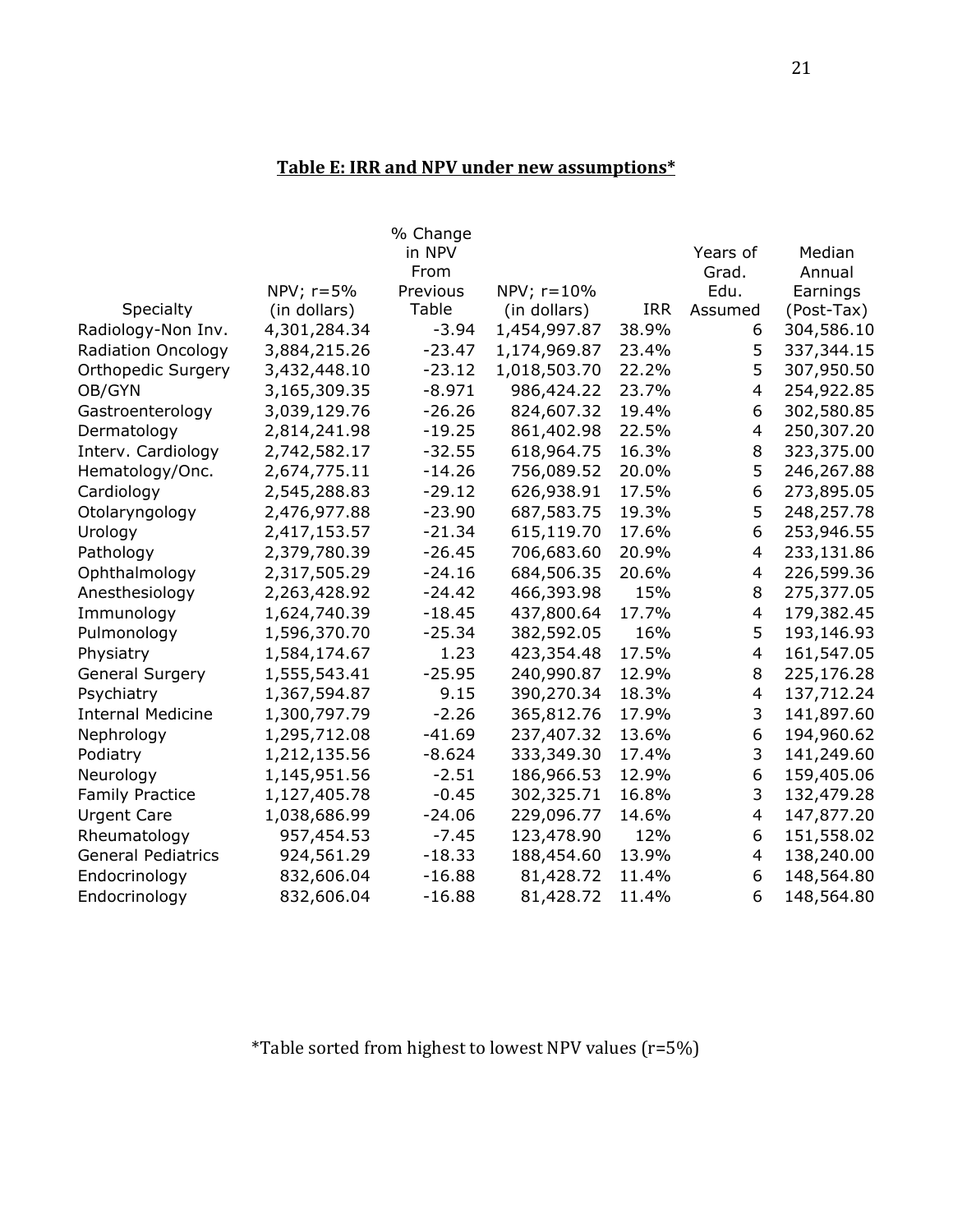## Table E: IRR and NPV under new assumptions*

| Specialty | NPV; r=5% (in dollars) | % Change in NPV From Previous Table | NPV; r=10% (in dollars) | IRR | Years of Grad. Edu. Assumed | Median Annual Earnings (Post-Tax) |
|---|---|---|---|---|---|---|
| Radiology-Non Inv. | 4,301,284.34 | -3.94 | 1,454,997.87 | 38.9% | 6 | 304,586.10 |
| Radiation Oncology | 3,884,215.26 | -23.47 | 1,174,969.87 | 23.4% | 5 | 337,344.15 |
| Orthopedic Surgery | 3,432,448.10 | -23.12 | 1,018,503.70 | 22.2% | 5 | 307,950.50 |
| OB/GYN | 3,165,309.35 | -8.971 | 986,424.22 | 23.7% | 4 | 254,922.85 |
| Gastroenterology | 3,039,129.76 | -26.26 | 824,607.32 | 19.4% | 6 | 302,580.85 |
| Dermatology | 2,814,241.98 | -19.25 | 861,402.98 | 22.5% | 4 | 250,307.20 |
| Interv. Cardiology | 2,742,582.17 | -32.55 | 618,964.75 | 16.3% | 8 | 323,375.00 |
| Hematology/Onc. | 2,674,775.11 | -14.26 | 756,089.52 | 20.0% | 5 | 246,267.88 |
| Cardiology | 2,545,288.83 | -29.12 | 626,938.91 | 17.5% | 6 | 273,895.05 |
| Otolaryngology | 2,476,977.88 | -23.90 | 687,583.75 | 19.3% | 5 | 248,257.78 |
| Urology | 2,417,153.57 | -21.34 | 615,119.70 | 17.6% | 6 | 253,946.55 |
| Pathology | 2,379,780.39 | -26.45 | 706,683.60 | 20.9% | 4 | 233,131.86 |
| Ophthalmology | 2,317,505.29 | -24.16 | 684,506.35 | 20.6% | 4 | 226,599.36 |
| Anesthesiology | 2,263,428.92 | -24.42 | 466,393.98 | 15% | 8 | 275,377.05 |
| Immunology | 1,624,740.39 | -18.45 | 437,800.64 | 17.7% | 4 | 179,382.45 |
| Pulmonology | 1,596,370.70 | -25.34 | 382,592.05 | 16% | 5 | 193,146.93 |
| Physiatry | 1,584,174.67 | 1.23 | 423,354.48 | 17.5% | 4 | 161,547.05 |
| General Surgery | 1,555,543.41 | -25.95 | 240,990.87 | 12.9% | 8 | 225,176.28 |
| Psychiatry | 1,367,594.87 | 9.15 | 390,270.34 | 18.3% | 4 | 137,712.24 |
| Internal Medicine | 1,300,797.79 | -2.26 | 365,812.76 | 17.9% | 3 | 141,897.60 |
| Nephrology | 1,295,712.08 | -41.69 | 237,407.32 | 13.6% | 6 | 194,960.62 |
| Podiatry | 1,212,135.56 | -8.624 | 333,349.30 | 17.4% | 3 | 141,249.60 |
| Neurology | 1,145,951.56 | -2.51 | 186,966.53 | 12.9% | 6 | 159,405.06 |
| Family Practice | 1,127,405.78 | -0.45 | 302,325.71 | 16.8% | 3 | 132,479.28 |
| Urgent Care | 1,038,686.99 | -24.06 | 229,096.77 | 14.6% | 4 | 147,877.20 |
| Rheumatology | 957,454.53 | -7.45 | 123,478.90 | 12% | 6 | 151,558.02 |
| General Pediatrics | 924,561.29 | -18.33 | 188,454.60 | 13.9% | 4 | 138,240.00 |
| Endocrinology | 832,606.04 | -16.88 | 81,428.72 | 11.4% | 6 | 148,564.80 |
| Endocrinology | 832,606.04 | -16.88 | 81,428.72 | 11.4% | 6 | 148,564.80 |

*Table sorted from highest to lowest NPV values (r=5%)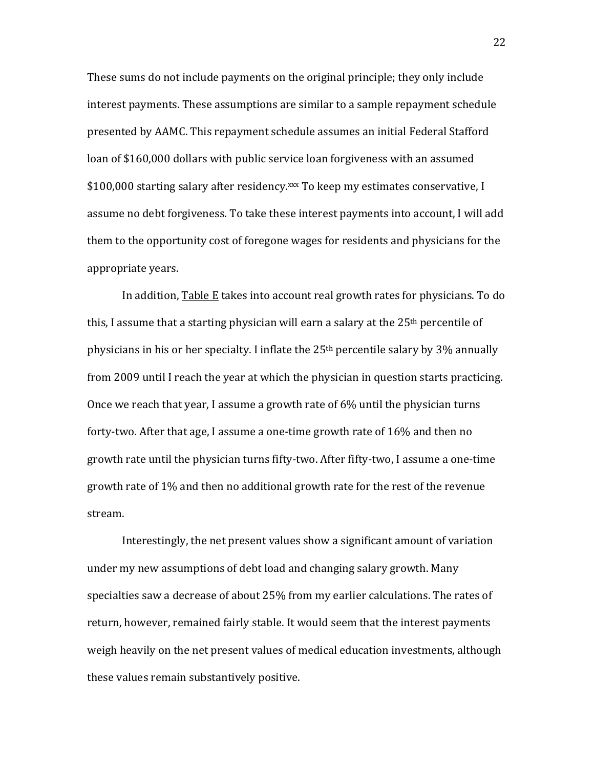These sums do not include payments on the original principle; they only include interest payments. These assumptions are similar to a sample repayment schedule presented by AAMC. This repayment schedule assumes an initial Federal Stafford loan of $160,000 dollars with public service loan forgiveness with an assumed $100,000 starting salary after residency.[xxx] To keep my estimates conservative, I assume no debt forgiveness. To take these interest payments into account, I will add them to the opportunity cost of foregone wages for residents and physicians for the appropriate years.

In addition, Table E takes into account real growth rates for physicians. To do this, I assume that a starting physician will earn a salary at the 25th percentile of physicians in his or her specialty. I inflate the 25th percentile salary by 3% annually from 2009 until I reach the year at which the physician in question starts practicing. Once we reach that year, I assume a growth rate of 6% until the physician turns forty-two. After that age, I assume a one-time growth rate of 16% and then no growth rate until the physician turns fifty-two. After fifty-two, I assume a one-time growth rate of 1% and then no additional growth rate for the rest of the revenue stream.

Interestingly, the net present values show a significant amount of variation under my new assumptions of debt load and changing salary growth. Many specialties saw a decrease of about 25% from my earlier calculations. The rates of return, however, remained fairly stable. It would seem that the interest payments weigh heavily on the net present values of medical education investments, although these values remain substantively positive.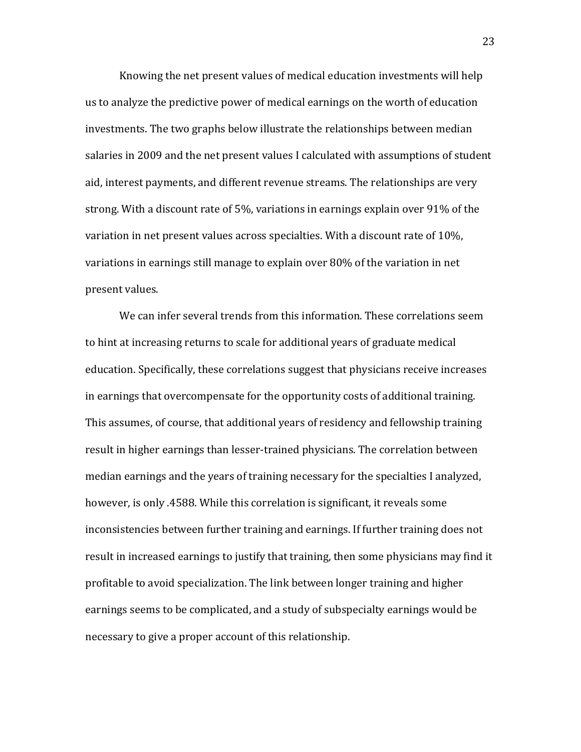Knowing the net present values of medical education investments will help us to analyze the predictive power of medical earnings on the worth of education investments. The two graphs below illustrate the relationships between median salaries in 2009 and the net present values I calculated with assumptions of student aid, interest payments, and different revenue streams. The relationships are very strong. With a discount rate of 5%, variations in earnings explain over 91% of the variation in net present values across specialties. With a discount rate of 10%, variations in earnings still manage to explain over 80% of the variation in net present values.

We can infer several trends from this information. These correlations seem to hint at increasing returns to scale for additional years of graduate medical education. Specifically, these correlations suggest that physicians receive increases in earnings that overcompensate for the opportunity costs of additional training. This assumes, of course, that additional years of residency and fellowship training result in higher earnings than lesser-trained physicians. The correlation between median earnings and the years of training necessary for the specialties I analyzed, however, is only .4588. While this correlation is significant, it reveals some inconsistencies between further training and earnings. If further training does not result in increased earnings to justify that training, then some physicians may find it profitable to avoid specialization. The link between longer training and higher earnings seems to be complicated, and a study of subspecialty earnings would be necessary to give a proper account of this relationship.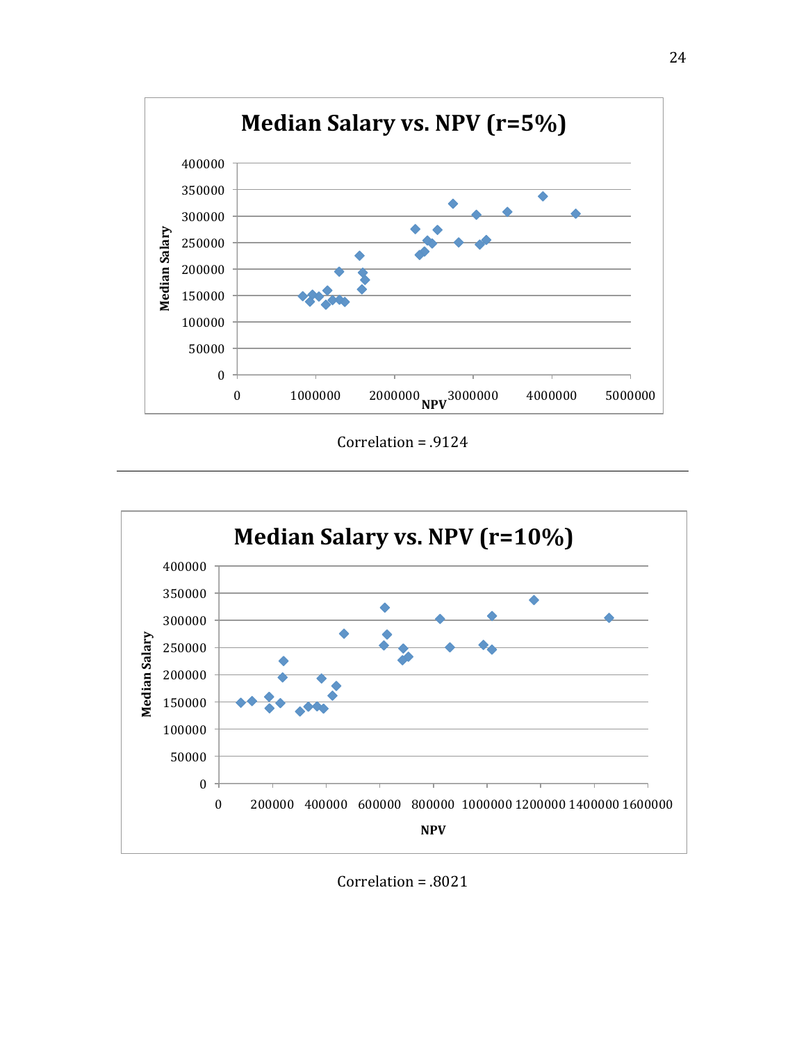**Median Salary vs. NPV (r=5%)**

Correlation = .9124

---

**Median Salary vs. NPV (r=10%)**

Correlation = .8021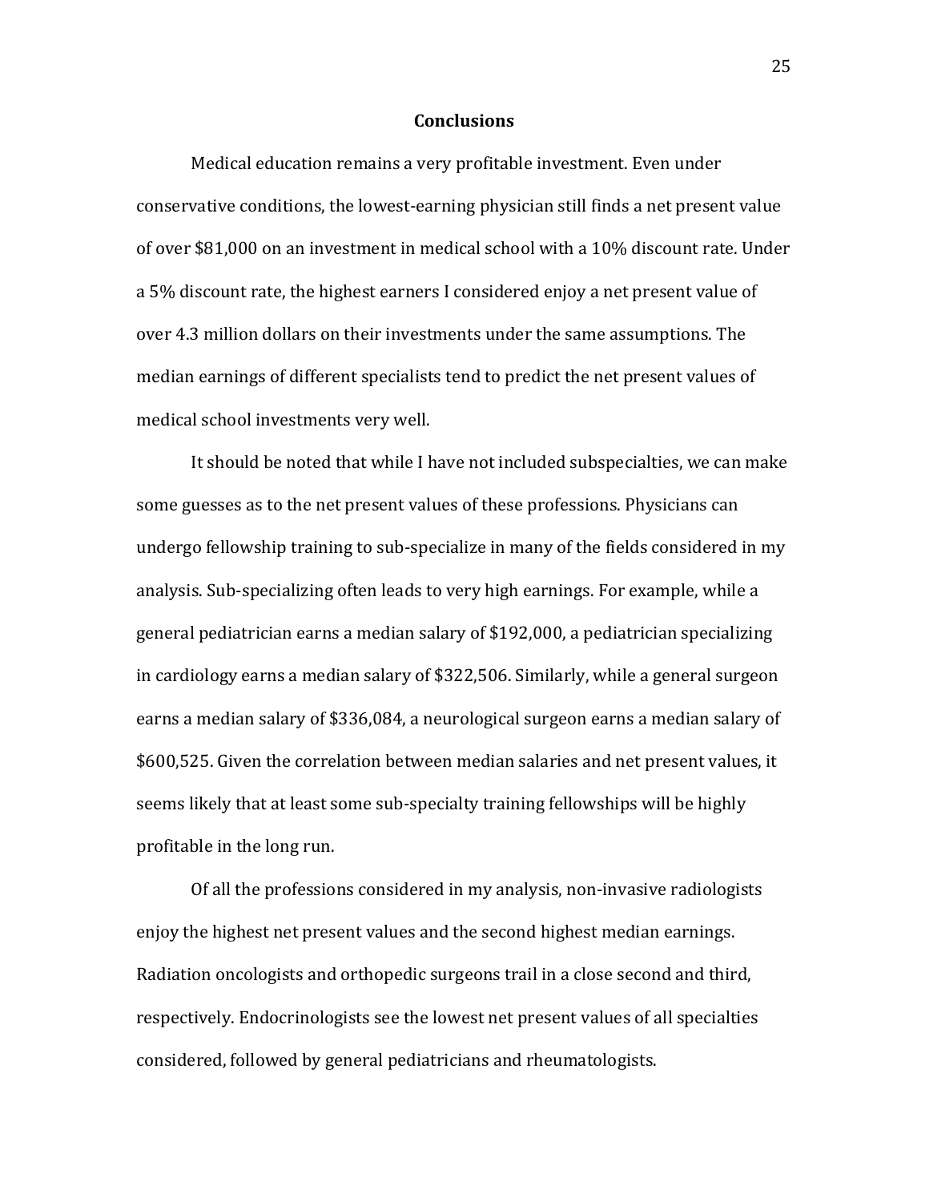## Conclusions

Medical education remains a very profitable investment. Even under conservative conditions, the lowest-earning physician still finds a net present value of over $81,000 on an investment in medical school with a 10% discount rate. Under a 5% discount rate, the highest earners I considered enjoy a net present value of over 4.3 million dollars on their investments under the same assumptions. The median earnings of different specialists tend to predict the net present values of medical school investments very well.

It should be noted that while I have not included subspecialties, we can make some guesses as to the net present values of these professions. Physicians can undergo fellowship training to sub-specialize in many of the fields considered in my analysis. Sub-specializing often leads to very high earnings. For example, while a general pediatrician earns a median salary of $192,000, a pediatrician specializing in cardiology earns a median salary of $322,506. Similarly, while a general surgeon earns a median salary of $336,084, a neurological surgeon earns a median salary of $600,525. Given the correlation between median salaries and net present values, it seems likely that at least some sub-specialty training fellowships will be highly profitable in the long run.

Of all the professions considered in my analysis, non-invasive radiologists enjoy the highest net present values and the second highest median earnings. Radiation oncologists and orthopedic surgeons trail in a close second and third, respectively. Endocrinologists see the lowest net present values of all specialties considered, followed by general pediatricians and rheumatologists.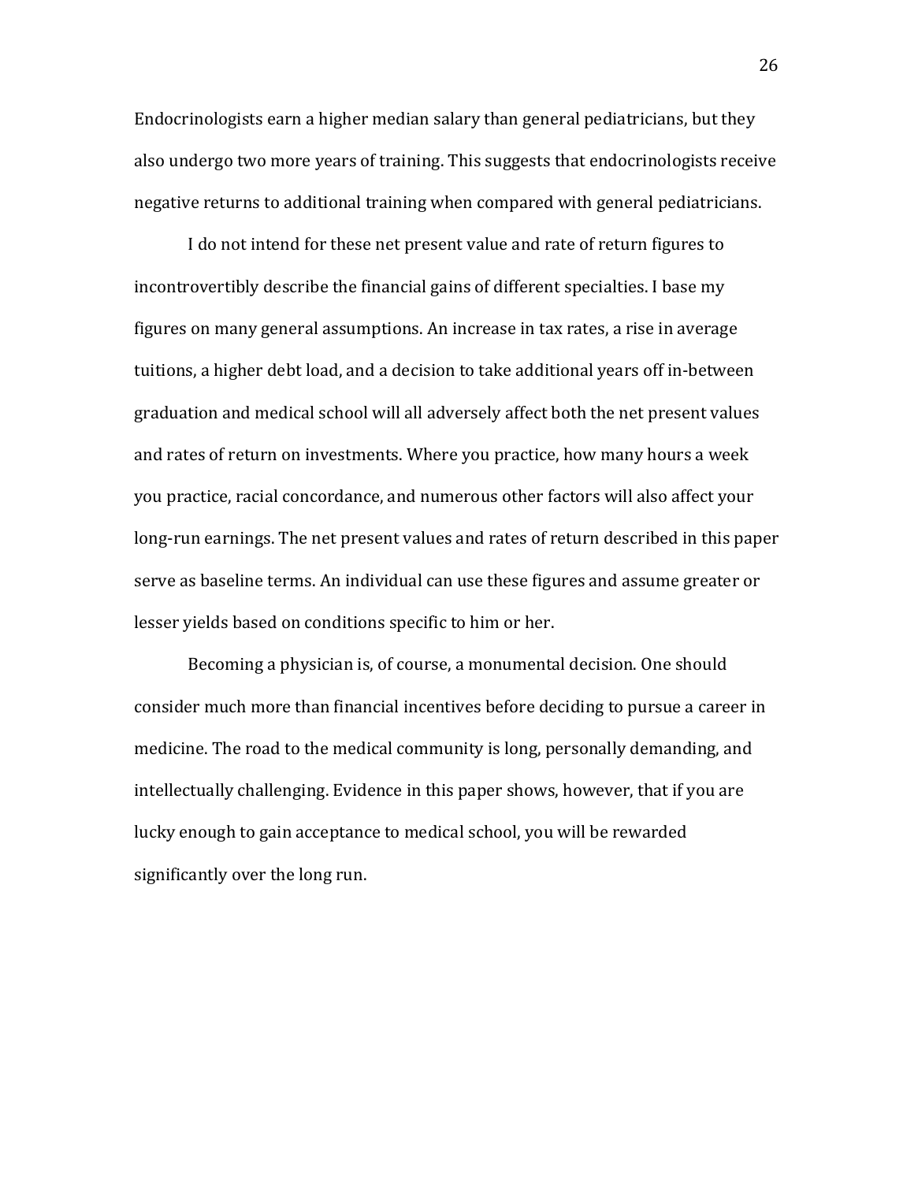Endocrinologists earn a higher median salary than general pediatricians, but they also undergo two more years of training. This suggests that endocrinologists receive negative returns to additional training when compared with general pediatricians.

I do not intend for these net present value and rate of return figures to incontrovertibly describe the financial gains of different specialties. I base my figures on many general assumptions. An increase in tax rates, a rise in average tuitions, a higher debt load, and a decision to take additional years off in-between graduation and medical school will all adversely affect both the net present values and rates of return on investments. Where you practice, how many hours a week you practice, racial concordance, and numerous other factors will also affect your long-run earnings. The net present values and rates of return described in this paper serve as baseline terms. An individual can use these figures and assume greater or lesser yields based on conditions specific to him or her.

Becoming a physician is, of course, a monumental decision. One should consider much more than financial incentives before deciding to pursue a career in medicine. The road to the medical community is long, personally demanding, and intellectually challenging. Evidence in this paper shows, however, that if you are lucky enough to gain acceptance to medical school, you will be rewarded significantly over the long run.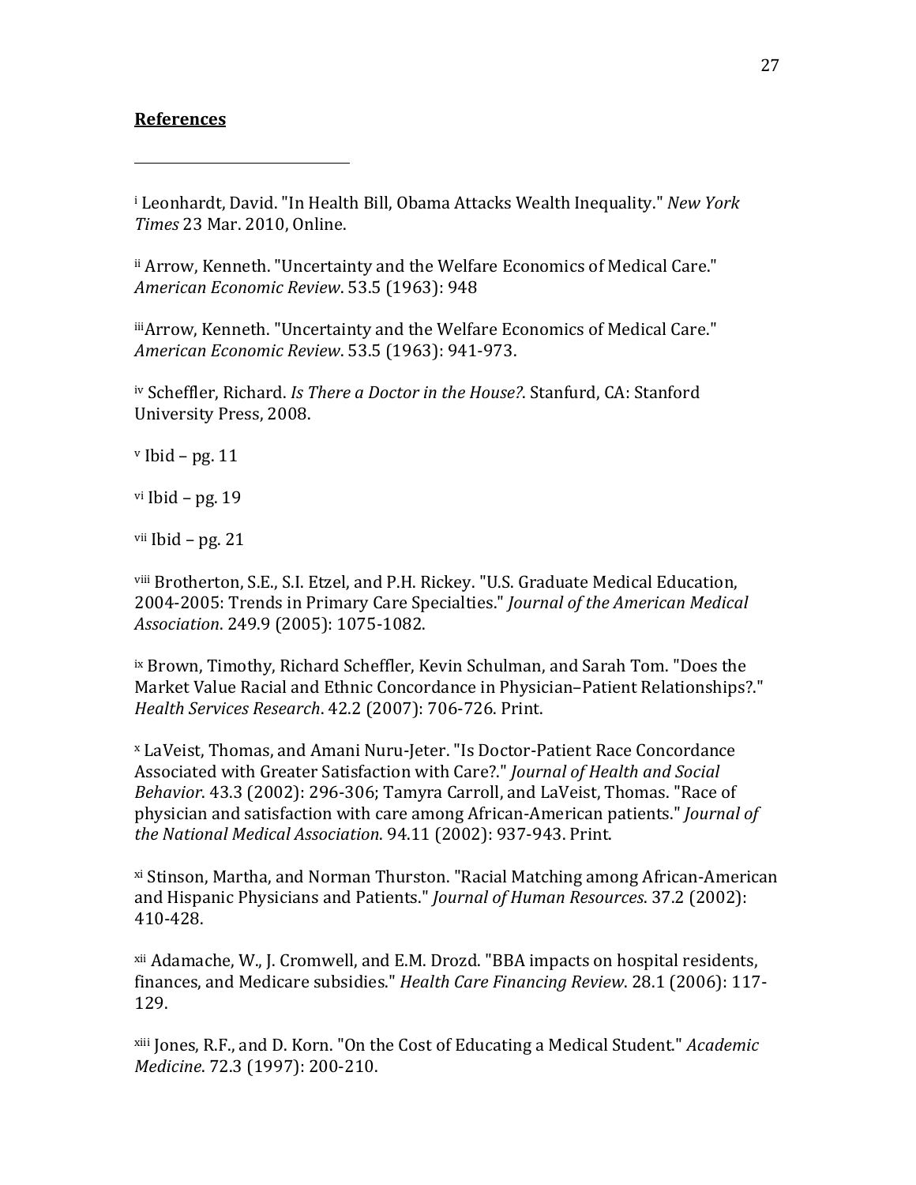**References**

---

[i] Leonhardt, David. "In Health Bill, Obama Attacks Wealth Inequality." *New York Times* 23 Mar. 2010, Online.

[ii] Arrow, Kenneth. "Uncertainty and the Welfare Economics of Medical Care." *American Economic Review*. 53.5 (1963): 948

[iii]Arrow, Kenneth. "Uncertainty and the Welfare Economics of Medical Care." *American Economic Review*. 53.5 (1963): 941-973.

[iv] Scheffler, Richard. *Is There a Doctor in the House?*. Stanfurd, CA: Stanford University Press, 2008.

[v] Ibid – pg. 11

[vi] Ibid – pg. 19

[vii] Ibid – pg. 21

[viii] Brotherton, S.E., S.I. Etzel, and P.H. Rickey. "U.S. Graduate Medical Education, 2004-2005: Trends in Primary Care Specialties." *Journal of the American Medical Association*. 249.9 (2005): 1075-1082.

[ix] Brown, Timothy, Richard Scheffler, Kevin Schulman, and Sarah Tom. "Does the Market Value Racial and Ethnic Concordance in Physician–Patient Relationships?." *Health Services Research*. 42.2 (2007): 706-726. Print.

[x] LaVeist, Thomas, and Amani Nuru-Jeter. "Is Doctor-Patient Race Concordance Associated with Greater Satisfaction with Care?." *Journal of Health and Social Behavior*. 43.3 (2002): 296-306; Tamyra Carroll, and LaVeist, Thomas. "Race of physician and satisfaction with care among African-American patients." *Journal of the National Medical Association*. 94.11 (2002): 937-943. Print.

[xi] Stinson, Martha, and Norman Thurston. "Racial Matching among African-American and Hispanic Physicians and Patients." *Journal of Human Resources*. 37.2 (2002): 410-428.

[xii] Adamache, W., J. Cromwell, and E.M. Drozd. "BBA impacts on hospital residents, finances, and Medicare subsidies." *Health Care Financing Review*. 28.1 (2006): 117-129.

[xiii] Jones, R.F., and D. Korn. "On the Cost of Educating a Medical Student." *Academic Medicine*. 72.3 (1997): 200-210.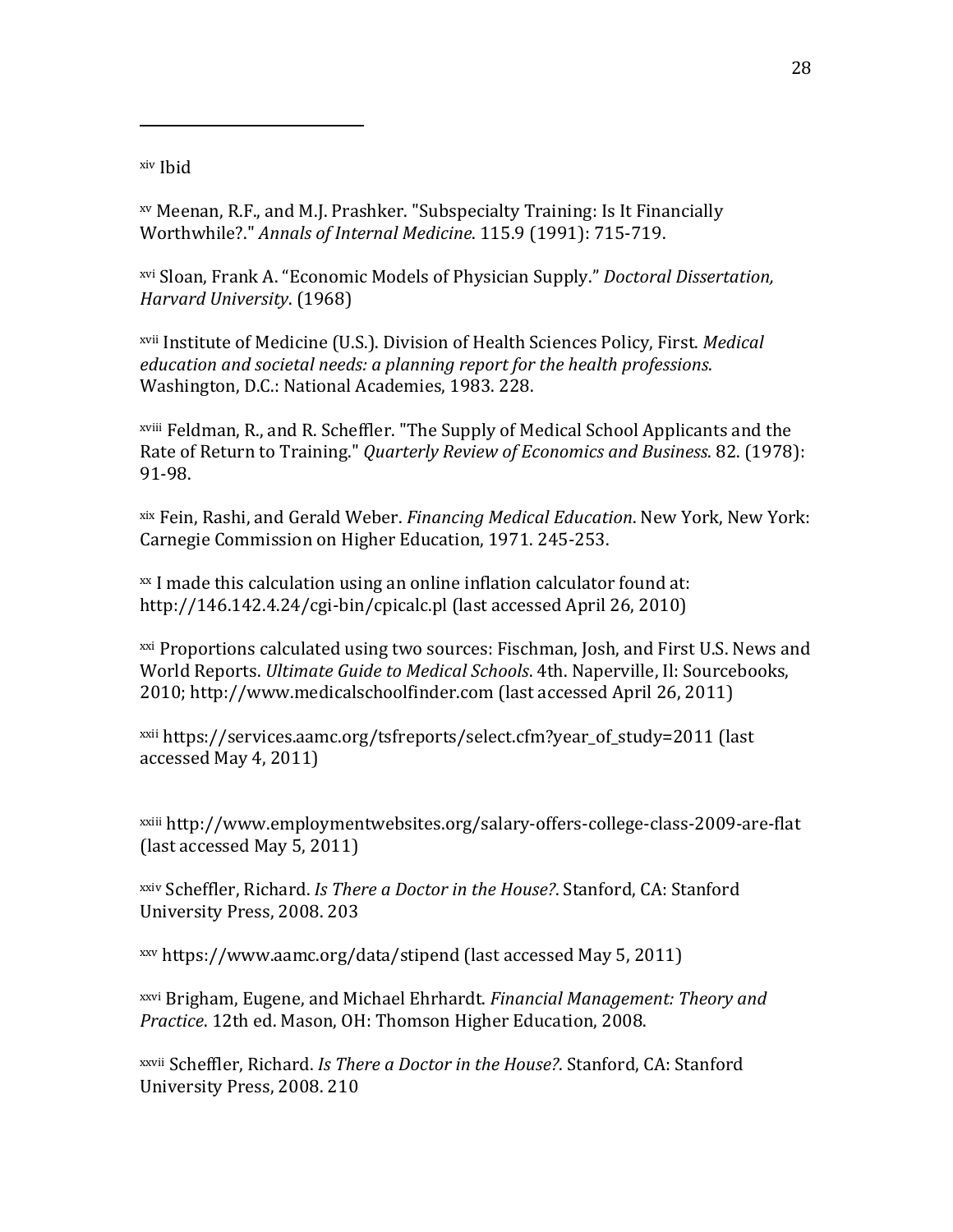---

[xiv] Ibid

[xv] Meenan, R.F., and M.J. Prashker. "Subspecialty Training: Is It Financially Worthwhile?." *Annals of Internal Medicine*. 115.9 (1991): 715-719.

[xvi] Sloan, Frank A. "Economic Models of Physician Supply." *Doctoral Dissertation, Harvard University*. (1968)

[xvii] Institute of Medicine (U.S.). Division of Health Sciences Policy, First. *Medical education and societal needs: a planning report for the health professions*. Washington, D.C.: National Academies, 1983. 228.

[xviii] Feldman, R., and R. Scheffler. "The Supply of Medical School Applicants and the Rate of Return to Training." *Quarterly Review of Economics and Business*. 82. (1978): 91-98.

[xix] Fein, Rashi, and Gerald Weber. *Financing Medical Education*. New York, New York: Carnegie Commission on Higher Education, 1971. 245-253.

[xx] I made this calculation using an online inflation calculator found at: http://146.142.4.24/cgi-bin/cpicalc.pl (last accessed April 26, 2010)

[xxi] Proportions calculated using two sources: Fischman, Josh, and First U.S. News and World Reports. *Ultimate Guide to Medical Schools*. 4th. Naperville, Il: Sourcebooks, 2010; http://www.medicalschoolfinder.com (last accessed April 26, 2011)

[xxii] https://services.aamc.org/tsfreports/select.cfm?year_of_study=2011 (last accessed May 4, 2011)

[xxiii] http://www.employmentwebsites.org/salary-offers-college-class-2009-are-flat (last accessed May 5, 2011)

[xxiv] Scheffler, Richard. *Is There a Doctor in the House?*. Stanford, CA: Stanford University Press, 2008. 203

[xxv] https://www.aamc.org/data/stipend (last accessed May 5, 2011)

[xxvi] Brigham, Eugene, and Michael Ehrhardt. *Financial Management: Theory and Practice*. 12th ed. Mason, OH: Thomson Higher Education, 2008.

[xxvii] Scheffler, Richard. *Is There a Doctor in the House?*. Stanford, CA: Stanford University Press, 2008. 210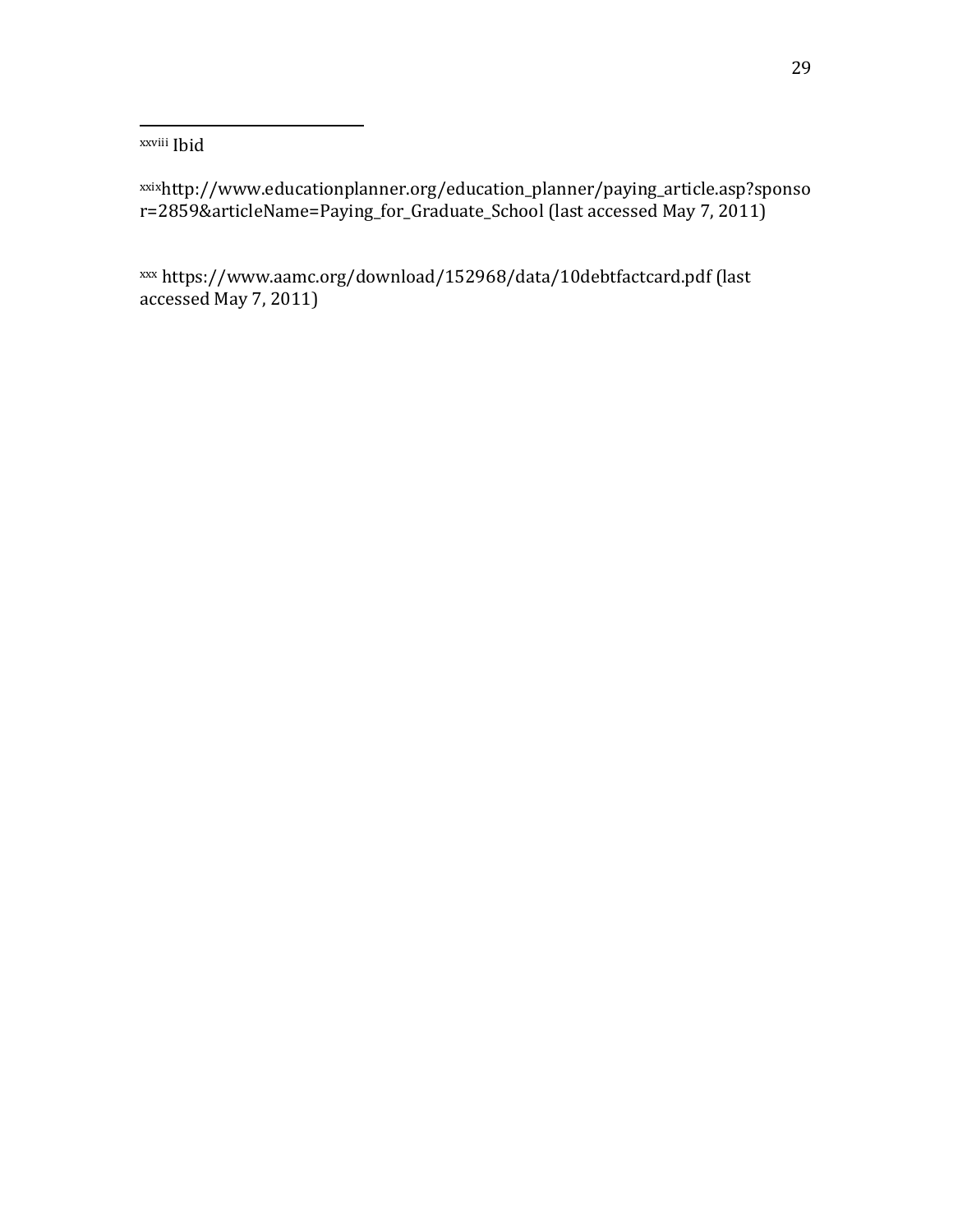---

[xxviii] Ibid

[xxix]http://www.educationplanner.org/education_planner/paying_article.asp?sponsor=2859&articleName=Paying_for_Graduate_School (last accessed May 7, 2011)

[xxx] https://www.aamc.org/download/152968/data/10debtfactcard.pdf (last accessed May 7, 2011)